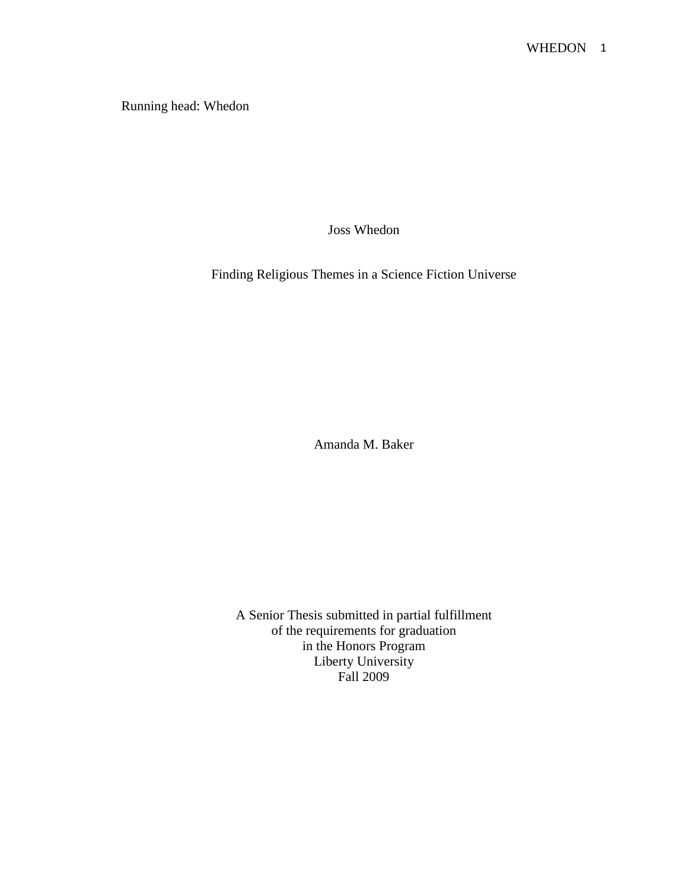Running head: Whedon

# Joss Whedon

## Finding Religious Themes in a Science Fiction Universe

Amanda M. Baker

A Senior Thesis submitted in partial fulfillment  
of the requirements for graduation  
in the Honors Program  
Liberty University  
Fall 2009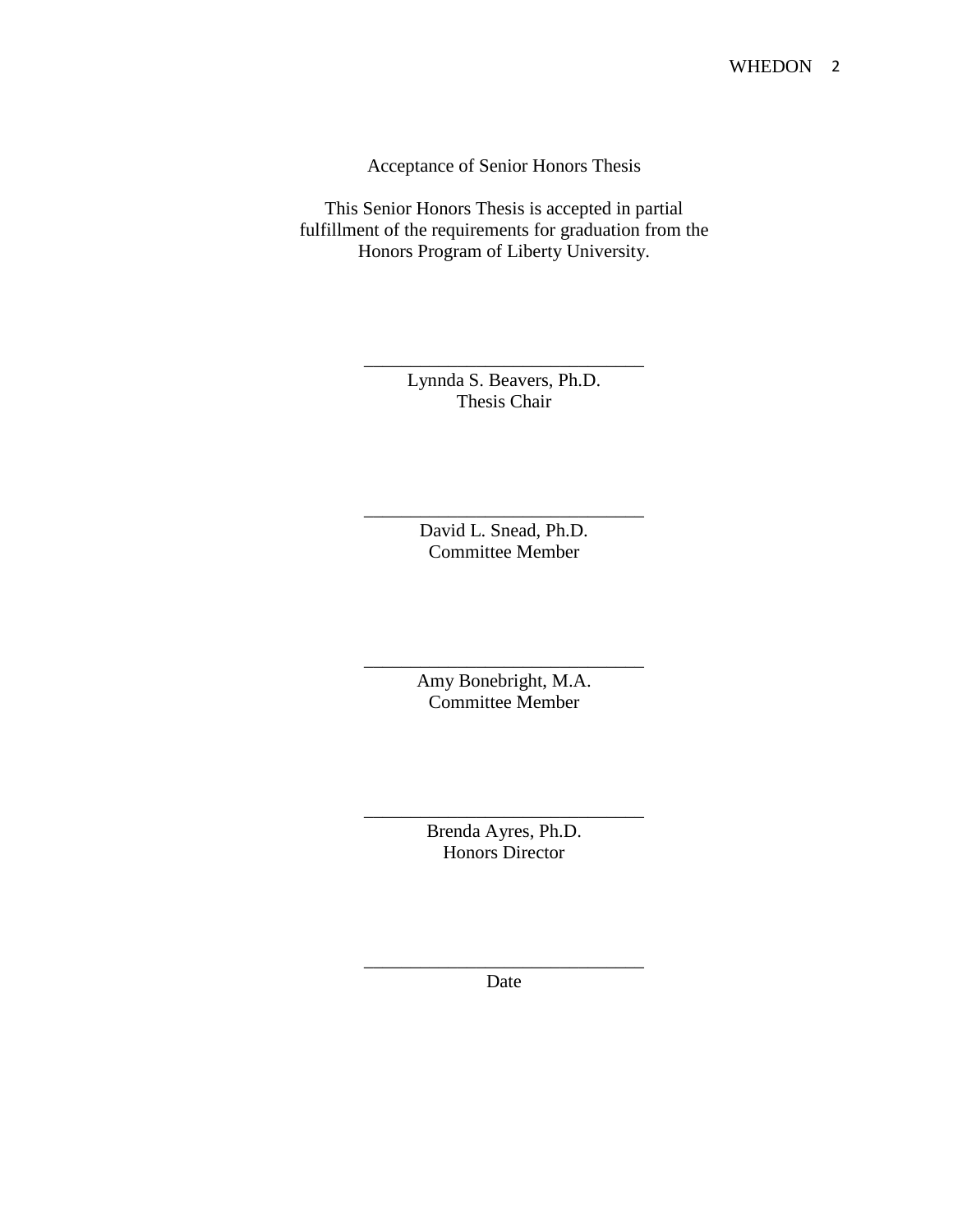Acceptance of Senior Honors Thesis

This Senior Honors Thesis is accepted in partial fulfillment of the requirements for graduation from the Honors Program of Liberty University.

______________________________
Lynnda S. Beavers, Ph.D.
Thesis Chair

______________________________
David L. Snead, Ph.D.
Committee Member

______________________________
Amy Bonebright, M.A.
Committee Member

______________________________
Brenda Ayres, Ph.D.
Honors Director

______________________________
Date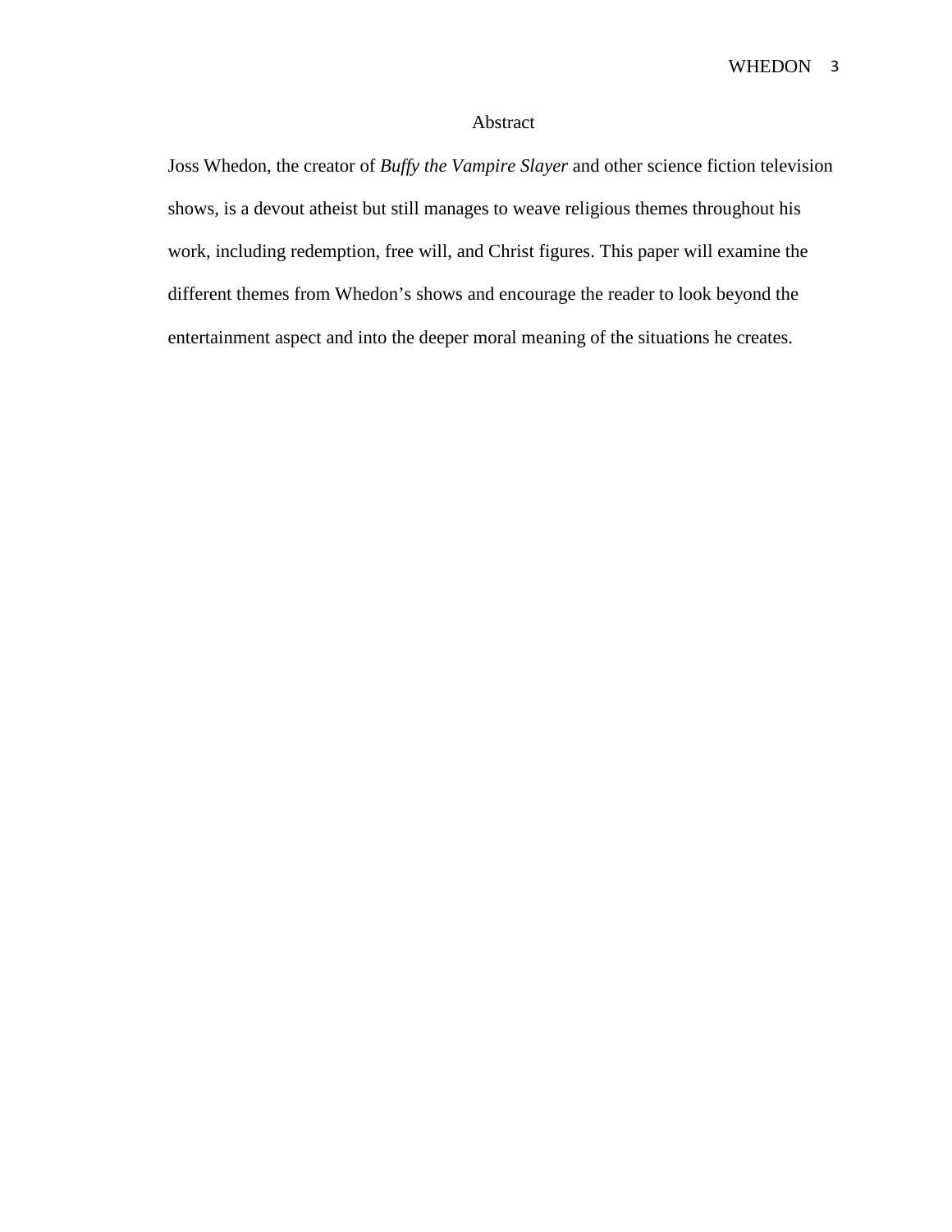# Abstract

Joss Whedon, the creator of *Buffy the Vampire Slayer* and other science fiction television shows, is a devout atheist but still manages to weave religious themes throughout his work, including redemption, free will, and Christ figures. This paper will examine the different themes from Whedon's shows and encourage the reader to look beyond the entertainment aspect and into the deeper moral meaning of the situations he creates.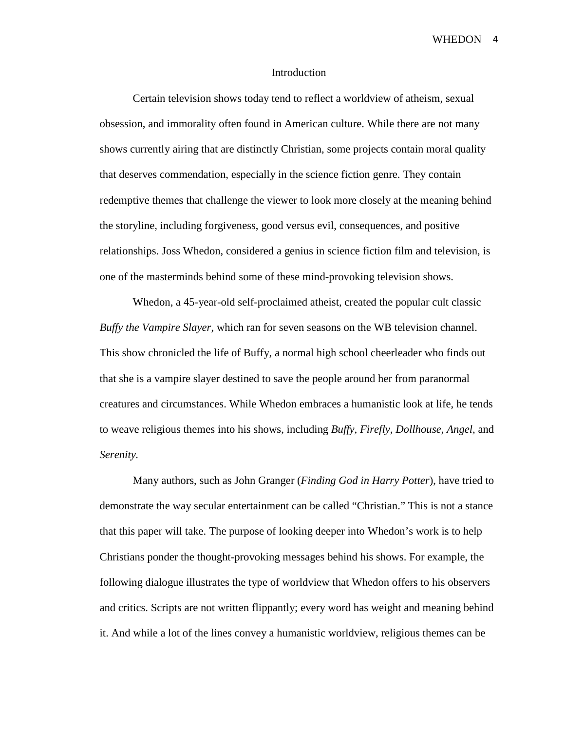## Introduction

Certain television shows today tend to reflect a worldview of atheism, sexual obsession, and immorality often found in American culture. While there are not many shows currently airing that are distinctly Christian, some projects contain moral quality that deserves commendation, especially in the science fiction genre. They contain redemptive themes that challenge the viewer to look more closely at the meaning behind the storyline, including forgiveness, good versus evil, consequences, and positive relationships. Joss Whedon, considered a genius in science fiction film and television, is one of the masterminds behind some of these mind-provoking television shows.

Whedon, a 45-year-old self-proclaimed atheist, created the popular cult classic *Buffy the Vampire Slayer*, which ran for seven seasons on the WB television channel. This show chronicled the life of Buffy, a normal high school cheerleader who finds out that she is a vampire slayer destined to save the people around her from paranormal creatures and circumstances. While Whedon embraces a humanistic look at life, he tends to weave religious themes into his shows, including *Buffy, Firefly, Dollhouse, Angel,* and *Serenity.*

Many authors, such as John Granger (*Finding God in Harry Potter*), have tried to demonstrate the way secular entertainment can be called "Christian." This is not a stance that this paper will take. The purpose of looking deeper into Whedon's work is to help Christians ponder the thought-provoking messages behind his shows. For example, the following dialogue illustrates the type of worldview that Whedon offers to his observers and critics. Scripts are not written flippantly; every word has weight and meaning behind it. And while a lot of the lines convey a humanistic worldview, religious themes can be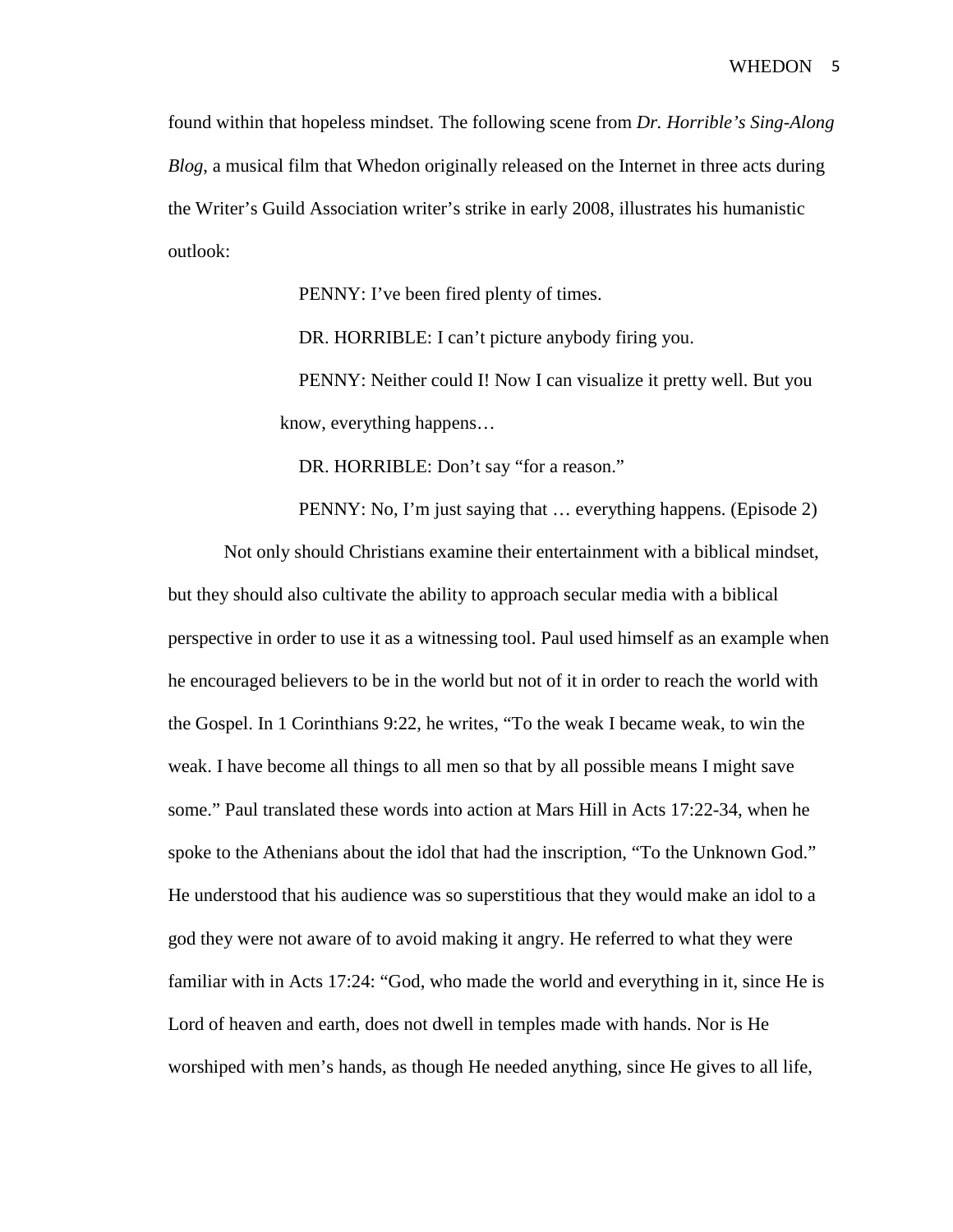found within that hopeless mindset. The following scene from *Dr. Horrible's Sing-Along Blog*, a musical film that Whedon originally released on the Internet in three acts during the Writer's Guild Association writer's strike in early 2008, illustrates his humanistic outlook:

> PENNY: I've been fired plenty of times.
>
> DR. HORRIBLE: I can't picture anybody firing you.
>
> PENNY: Neither could I! Now I can visualize it pretty well. But you know, everything happens…
>
> DR. HORRIBLE: Don't say "for a reason."
>
> PENNY: No, I'm just saying that … everything happens. (Episode 2)

Not only should Christians examine their entertainment with a biblical mindset, but they should also cultivate the ability to approach secular media with a biblical perspective in order to use it as a witnessing tool. Paul used himself as an example when he encouraged believers to be in the world but not of it in order to reach the world with the Gospel. In 1 Corinthians 9:22, he writes, "To the weak I became weak, to win the weak. I have become all things to all men so that by all possible means I might save some." Paul translated these words into action at Mars Hill in Acts 17:22-34, when he spoke to the Athenians about the idol that had the inscription, "To the Unknown God." He understood that his audience was so superstitious that they would make an idol to a god they were not aware of to avoid making it angry. He referred to what they were familiar with in Acts 17:24: "God, who made the world and everything in it, since He is Lord of heaven and earth, does not dwell in temples made with hands. Nor is He worshiped with men's hands, as though He needed anything, since He gives to all life,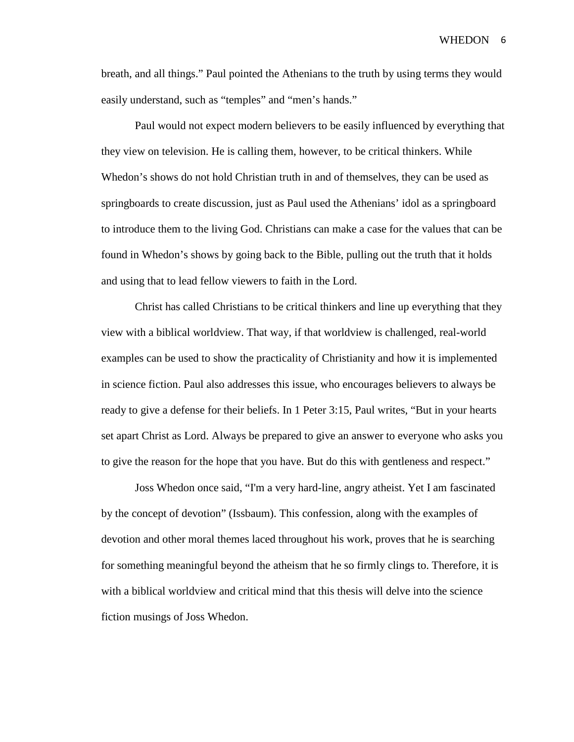breath, and all things." Paul pointed the Athenians to the truth by using terms they would easily understand, such as "temples" and "men's hands."

Paul would not expect modern believers to be easily influenced by everything that they view on television. He is calling them, however, to be critical thinkers. While Whedon's shows do not hold Christian truth in and of themselves, they can be used as springboards to create discussion, just as Paul used the Athenians' idol as a springboard to introduce them to the living God. Christians can make a case for the values that can be found in Whedon's shows by going back to the Bible, pulling out the truth that it holds and using that to lead fellow viewers to faith in the Lord.

Christ has called Christians to be critical thinkers and line up everything that they view with a biblical worldview. That way, if that worldview is challenged, real-world examples can be used to show the practicality of Christianity and how it is implemented in science fiction. Paul also addresses this issue, who encourages believers to always be ready to give a defense for their beliefs. In 1 Peter 3:15, Paul writes, "But in your hearts set apart Christ as Lord. Always be prepared to give an answer to everyone who asks you to give the reason for the hope that you have. But do this with gentleness and respect."

Joss Whedon once said, "I'm a very hard-line, angry atheist. Yet I am fascinated by the concept of devotion" (Issbaum). This confession, along with the examples of devotion and other moral themes laced throughout his work, proves that he is searching for something meaningful beyond the atheism that he so firmly clings to. Therefore, it is with a biblical worldview and critical mind that this thesis will delve into the science fiction musings of Joss Whedon.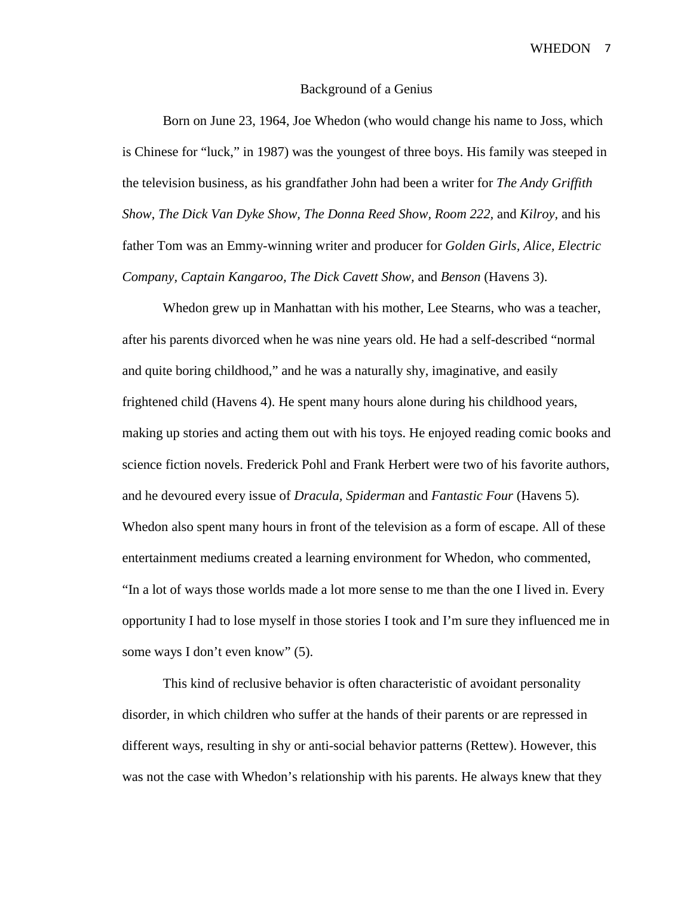## Background of a Genius

Born on June 23, 1964, Joe Whedon (who would change his name to Joss, which is Chinese for "luck," in 1987) was the youngest of three boys. His family was steeped in the television business, as his grandfather John had been a writer for *The Andy Griffith Show*, *The Dick Van Dyke Show, The Donna Reed Show, Room 222,* and *Kilroy,* and his father Tom was an Emmy-winning writer and producer for *Golden Girls, Alice, Electric Company, Captain Kangaroo, The Dick Cavett Show,* and *Benson* (Havens 3).

Whedon grew up in Manhattan with his mother, Lee Stearns, who was a teacher, after his parents divorced when he was nine years old. He had a self-described "normal and quite boring childhood," and he was a naturally shy, imaginative, and easily frightened child (Havens 4). He spent many hours alone during his childhood years, making up stories and acting them out with his toys. He enjoyed reading comic books and science fiction novels. Frederick Pohl and Frank Herbert were two of his favorite authors, and he devoured every issue of *Dracula, Spiderman* and *Fantastic Four* (Havens 5). Whedon also spent many hours in front of the television as a form of escape. All of these entertainment mediums created a learning environment for Whedon, who commented, "In a lot of ways those worlds made a lot more sense to me than the one I lived in. Every opportunity I had to lose myself in those stories I took and I'm sure they influenced me in some ways I don't even know" (5).

This kind of reclusive behavior is often characteristic of avoidant personality disorder, in which children who suffer at the hands of their parents or are repressed in different ways, resulting in shy or anti-social behavior patterns (Rettew). However, this was not the case with Whedon's relationship with his parents. He always knew that they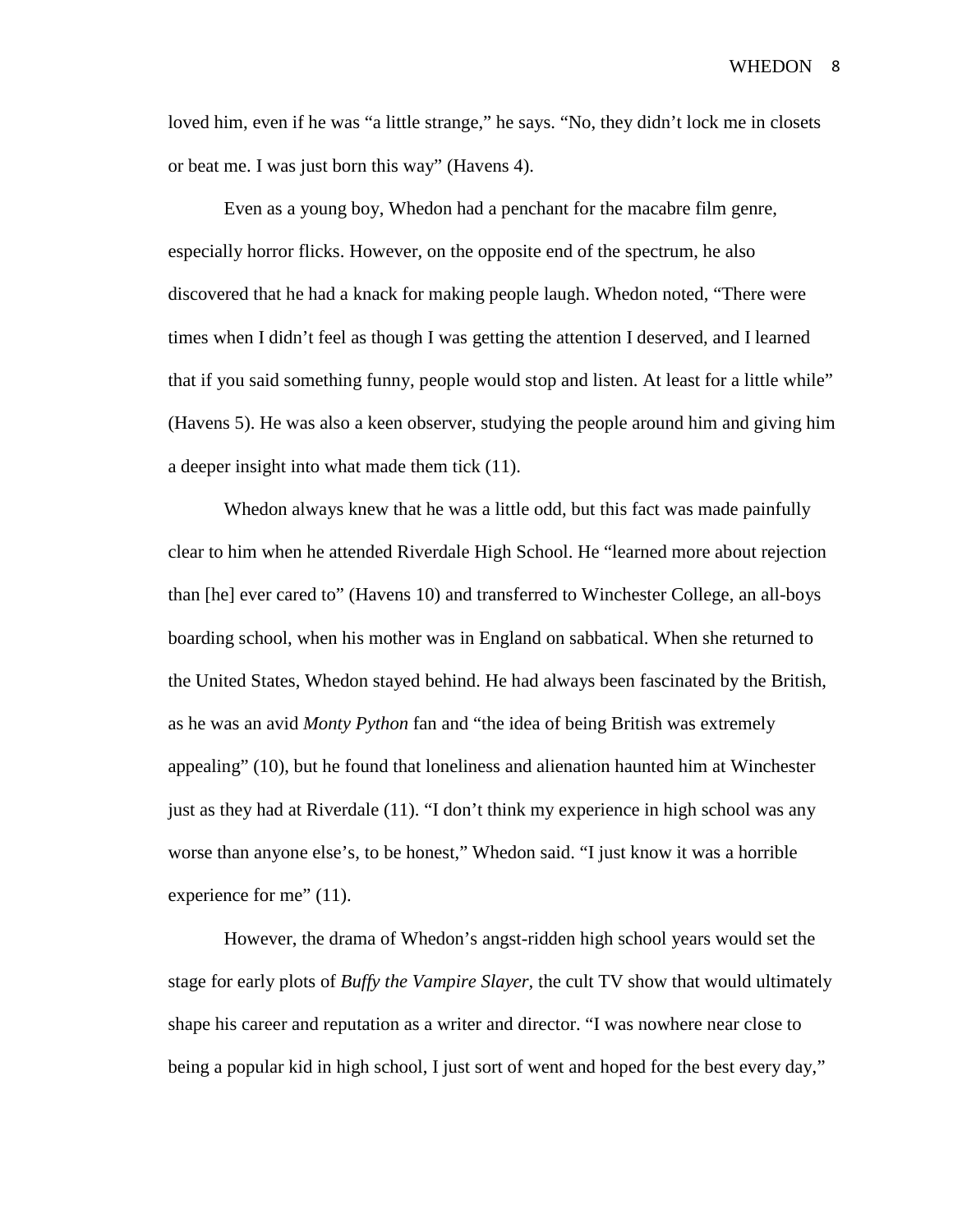loved him, even if he was "a little strange," he says. "No, they didn't lock me in closets or beat me. I was just born this way" (Havens 4).

Even as a young boy, Whedon had a penchant for the macabre film genre, especially horror flicks. However, on the opposite end of the spectrum, he also discovered that he had a knack for making people laugh. Whedon noted, "There were times when I didn't feel as though I was getting the attention I deserved, and I learned that if you said something funny, people would stop and listen. At least for a little while" (Havens 5). He was also a keen observer, studying the people around him and giving him a deeper insight into what made them tick (11).

Whedon always knew that he was a little odd, but this fact was made painfully clear to him when he attended Riverdale High School. He "learned more about rejection than [he] ever cared to" (Havens 10) and transferred to Winchester College, an all-boys boarding school, when his mother was in England on sabbatical. When she returned to the United States, Whedon stayed behind. He had always been fascinated by the British, as he was an avid *Monty Python* fan and "the idea of being British was extremely appealing" (10), but he found that loneliness and alienation haunted him at Winchester just as they had at Riverdale (11). "I don't think my experience in high school was any worse than anyone else's, to be honest," Whedon said. "I just know it was a horrible experience for me" (11).

However, the drama of Whedon's angst-ridden high school years would set the stage for early plots of *Buffy the Vampire Slayer*, the cult TV show that would ultimately shape his career and reputation as a writer and director. "I was nowhere near close to being a popular kid in high school, I just sort of went and hoped for the best every day,"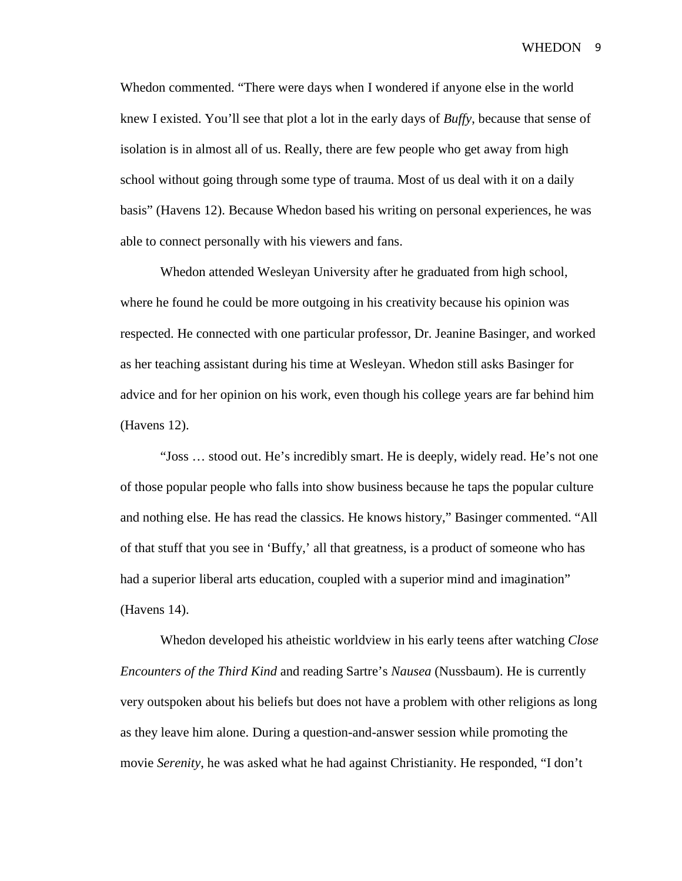Whedon commented. “There were days when I wondered if anyone else in the world knew I existed. You’ll see that plot a lot in the early days of *Buffy*, because that sense of isolation is in almost all of us. Really, there are few people who get away from high school without going through some type of trauma. Most of us deal with it on a daily basis” (Havens 12). Because Whedon based his writing on personal experiences, he was able to connect personally with his viewers and fans.

Whedon attended Wesleyan University after he graduated from high school, where he found he could be more outgoing in his creativity because his opinion was respected. He connected with one particular professor, Dr. Jeanine Basinger, and worked as her teaching assistant during his time at Wesleyan. Whedon still asks Basinger for advice and for her opinion on his work, even though his college years are far behind him (Havens 12).

“Joss … stood out. He’s incredibly smart. He is deeply, widely read. He’s not one of those popular people who falls into show business because he taps the popular culture and nothing else. He has read the classics. He knows history,” Basinger commented. “All of that stuff that you see in ‘Buffy,’ all that greatness, is a product of someone who has had a superior liberal arts education, coupled with a superior mind and imagination” (Havens 14).

Whedon developed his atheistic worldview in his early teens after watching *Close Encounters of the Third Kind* and reading Sartre’s *Nausea* (Nussbaum). He is currently very outspoken about his beliefs but does not have a problem with other religions as long as they leave him alone. During a question-and-answer session while promoting the movie *Serenity*, he was asked what he had against Christianity. He responded, “I don’t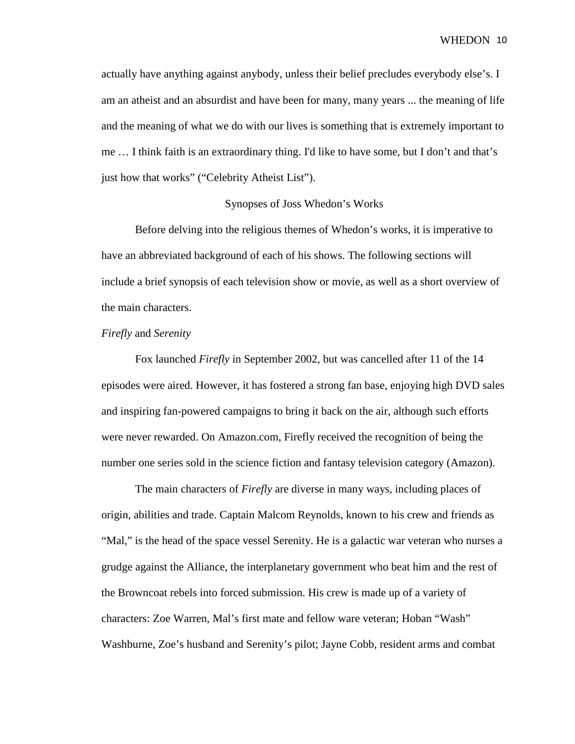actually have anything against anybody, unless their belief precludes everybody else's. I am an atheist and an absurdist and have been for many, many years ... the meaning of life and the meaning of what we do with our lives is something that is extremely important to me … I think faith is an extraordinary thing. I'd like to have some, but I don't and that's just how that works" ("Celebrity Atheist List").

## Synopses of Joss Whedon's Works

Before delving into the religious themes of Whedon's works, it is imperative to have an abbreviated background of each of his shows. The following sections will include a brief synopsis of each television show or movie, as well as a short overview of the main characters.

### *Firefly* and *Serenity*

Fox launched *Firefly* in September 2002, but was cancelled after 11 of the 14 episodes were aired. However, it has fostered a strong fan base, enjoying high DVD sales and inspiring fan-powered campaigns to bring it back on the air, although such efforts were never rewarded. On Amazon.com, Firefly received the recognition of being the number one series sold in the science fiction and fantasy television category (Amazon).

The main characters of *Firefly* are diverse in many ways, including places of origin, abilities and trade. Captain Malcom Reynolds, known to his crew and friends as "Mal," is the head of the space vessel Serenity. He is a galactic war veteran who nurses a grudge against the Alliance, the interplanetary government who beat him and the rest of the Browncoat rebels into forced submission. His crew is made up of a variety of characters: Zoe Warren, Mal's first mate and fellow ware veteran; Hoban "Wash" Washburne, Zoe's husband and Serenity's pilot; Jayne Cobb, resident arms and combat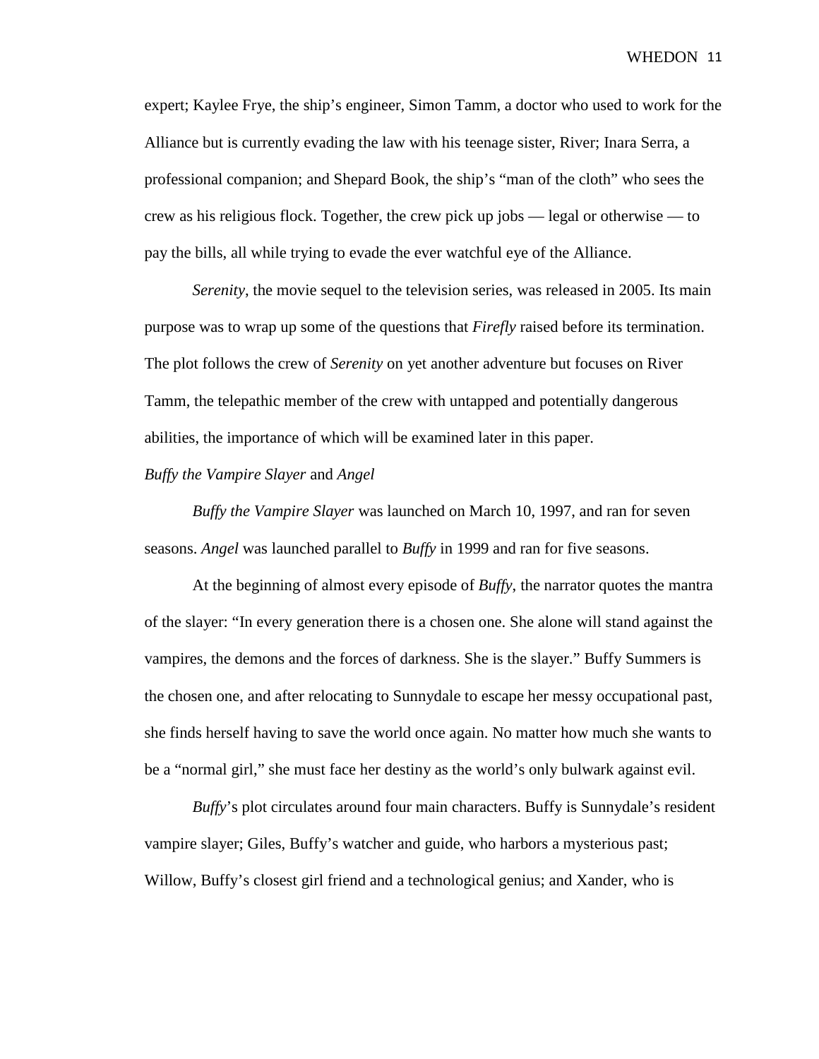expert; Kaylee Frye, the ship's engineer, Simon Tamm, a doctor who used to work for the Alliance but is currently evading the law with his teenage sister, River; Inara Serra, a professional companion; and Shepard Book, the ship's "man of the cloth" who sees the crew as his religious flock. Together, the crew pick up jobs — legal or otherwise — to pay the bills, all while trying to evade the ever watchful eye of the Alliance.

*Serenity*, the movie sequel to the television series, was released in 2005. Its main purpose was to wrap up some of the questions that *Firefly* raised before its termination. The plot follows the crew of *Serenity* on yet another adventure but focuses on River Tamm, the telepathic member of the crew with untapped and potentially dangerous abilities, the importance of which will be examined later in this paper.

### *Buffy the Vampire Slayer* and *Angel*

*Buffy the Vampire Slayer* was launched on March 10, 1997, and ran for seven seasons. *Angel* was launched parallel to *Buffy* in 1999 and ran for five seasons.

At the beginning of almost every episode of *Buffy*, the narrator quotes the mantra of the slayer: "In every generation there is a chosen one. She alone will stand against the vampires, the demons and the forces of darkness. She is the slayer." Buffy Summers is the chosen one, and after relocating to Sunnydale to escape her messy occupational past, she finds herself having to save the world once again. No matter how much she wants to be a "normal girl," she must face her destiny as the world's only bulwark against evil.

*Buffy*'s plot circulates around four main characters. Buffy is Sunnydale's resident vampire slayer; Giles, Buffy's watcher and guide, who harbors a mysterious past; Willow, Buffy's closest girl friend and a technological genius; and Xander, who is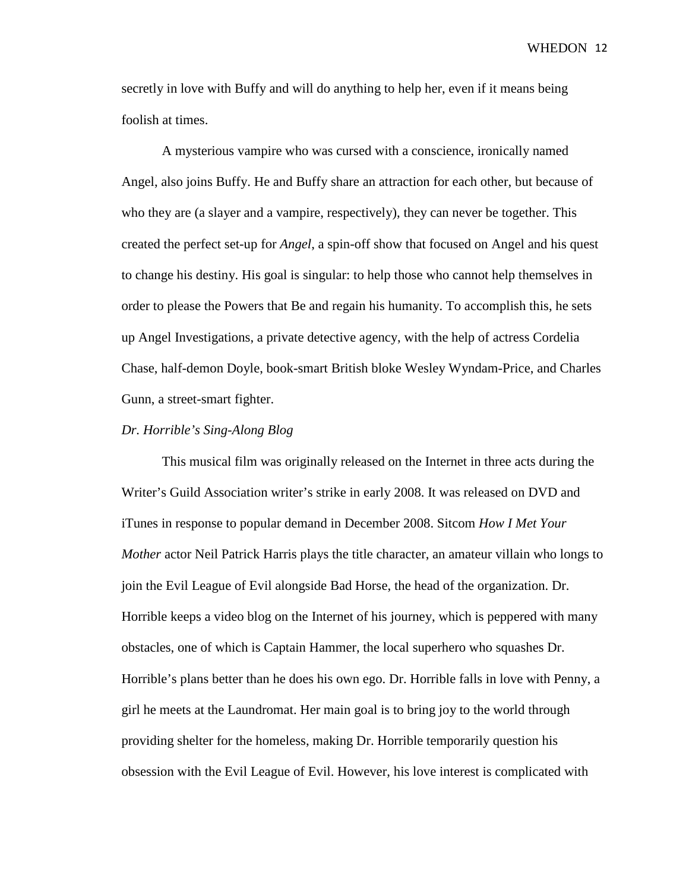secretly in love with Buffy and will do anything to help her, even if it means being foolish at times.

A mysterious vampire who was cursed with a conscience, ironically named Angel, also joins Buffy. He and Buffy share an attraction for each other, but because of who they are (a slayer and a vampire, respectively), they can never be together. This created the perfect set-up for *Angel*, a spin-off show that focused on Angel and his quest to change his destiny. His goal is singular: to help those who cannot help themselves in order to please the Powers that Be and regain his humanity. To accomplish this, he sets up Angel Investigations, a private detective agency, with the help of actress Cordelia Chase, half-demon Doyle, book-smart British bloke Wesley Wyndam-Price, and Charles Gunn, a street-smart fighter.

*Dr. Horrible's Sing-Along Blog*

This musical film was originally released on the Internet in three acts during the Writer's Guild Association writer's strike in early 2008. It was released on DVD and iTunes in response to popular demand in December 2008. Sitcom *How I Met Your Mother* actor Neil Patrick Harris plays the title character, an amateur villain who longs to join the Evil League of Evil alongside Bad Horse, the head of the organization. Dr. Horrible keeps a video blog on the Internet of his journey, which is peppered with many obstacles, one of which is Captain Hammer, the local superhero who squashes Dr. Horrible's plans better than he does his own ego. Dr. Horrible falls in love with Penny, a girl he meets at the Laundromat. Her main goal is to bring joy to the world through providing shelter for the homeless, making Dr. Horrible temporarily question his obsession with the Evil League of Evil. However, his love interest is complicated with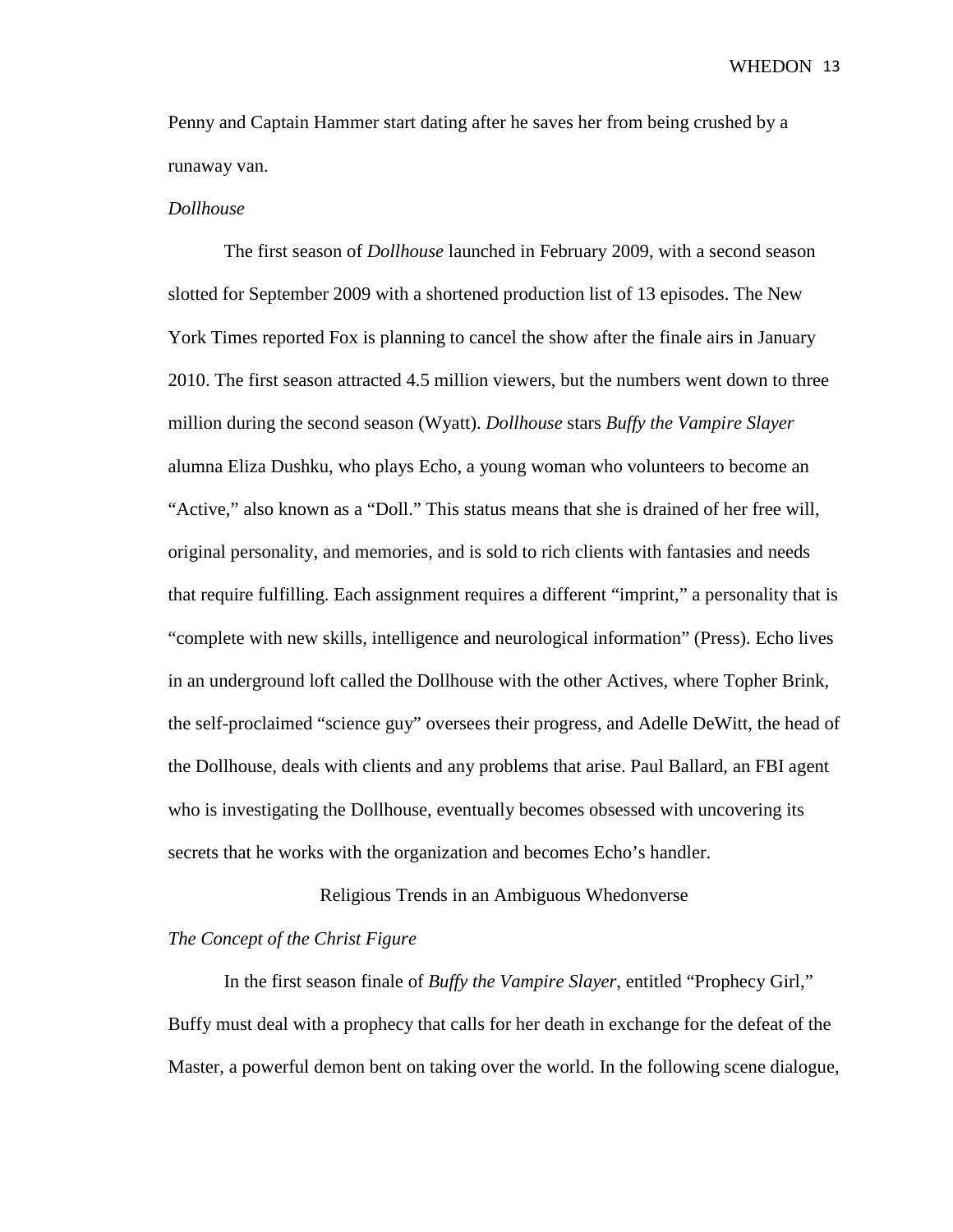Penny and Captain Hammer start dating after he saves her from being crushed by a runaway van.

### *Dollhouse*

The first season of *Dollhouse* launched in February 2009, with a second season slotted for September 2009 with a shortened production list of 13 episodes. The New York Times reported Fox is planning to cancel the show after the finale airs in January 2010. The first season attracted 4.5 million viewers, but the numbers went down to three million during the second season (Wyatt). *Dollhouse* stars *Buffy the Vampire Slayer* alumna Eliza Dushku, who plays Echo, a young woman who volunteers to become an "Active," also known as a "Doll." This status means that she is drained of her free will, original personality, and memories, and is sold to rich clients with fantasies and needs that require fulfilling. Each assignment requires a different "imprint," a personality that is "complete with new skills, intelligence and neurological information" (Press). Echo lives in an underground loft called the Dollhouse with the other Actives, where Topher Brink, the self-proclaimed "science guy" oversees their progress, and Adelle DeWitt, the head of the Dollhouse, deals with clients and any problems that arise. Paul Ballard, an FBI agent who is investigating the Dollhouse, eventually becomes obsessed with uncovering its secrets that he works with the organization and becomes Echo's handler.

## Religious Trends in an Ambiguous Whedonverse

### *The Concept of the Christ Figure*

In the first season finale of *Buffy the Vampire Slayer*, entitled "Prophecy Girl," Buffy must deal with a prophecy that calls for her death in exchange for the defeat of the Master, a powerful demon bent on taking over the world. In the following scene dialogue,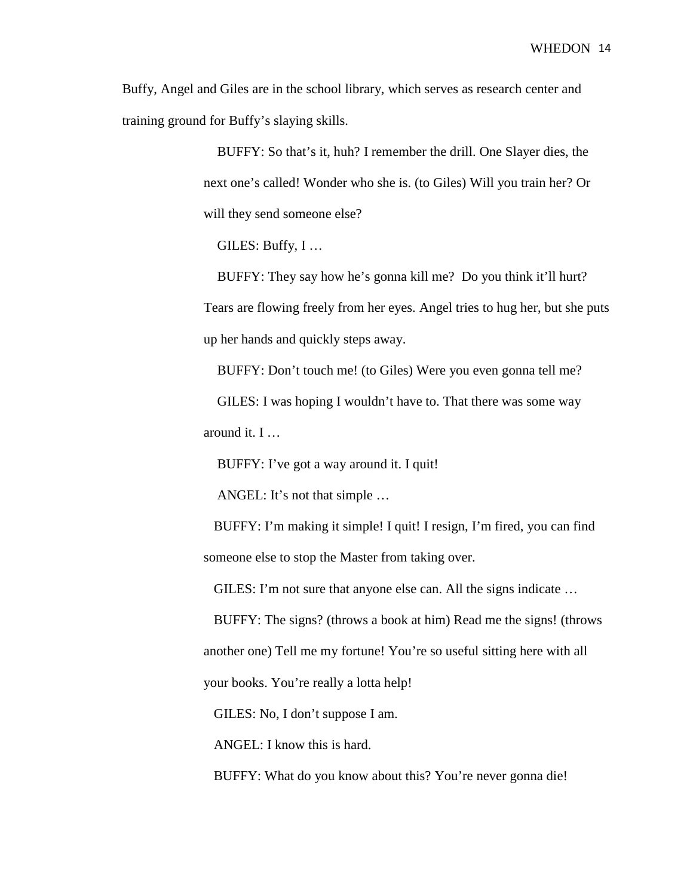Buffy, Angel and Giles are in the school library, which serves as research center and training ground for Buffy's slaying skills.

BUFFY: So that's it, huh? I remember the drill. One Slayer dies, the next one's called! Wonder who she is. (to Giles) Will you train her? Or will they send someone else?

GILES: Buffy, I …

BUFFY: They say how he's gonna kill me?  Do you think it'll hurt? Tears are flowing freely from her eyes. Angel tries to hug her, but she puts up her hands and quickly steps away.

BUFFY: Don't touch me! (to Giles) Were you even gonna tell me?

GILES: I was hoping I wouldn't have to. That there was some way around it. I …

BUFFY: I've got a way around it. I quit!

ANGEL: It's not that simple …

BUFFY: I'm making it simple! I quit! I resign, I'm fired, you can find someone else to stop the Master from taking over.

GILES: I'm not sure that anyone else can. All the signs indicate …

BUFFY: The signs? (throws a book at him) Read me the signs! (throws another one) Tell me my fortune! You're so useful sitting here with all your books. You're really a lotta help!

GILES: No, I don't suppose I am.

ANGEL: I know this is hard.

BUFFY: What do you know about this? You're never gonna die!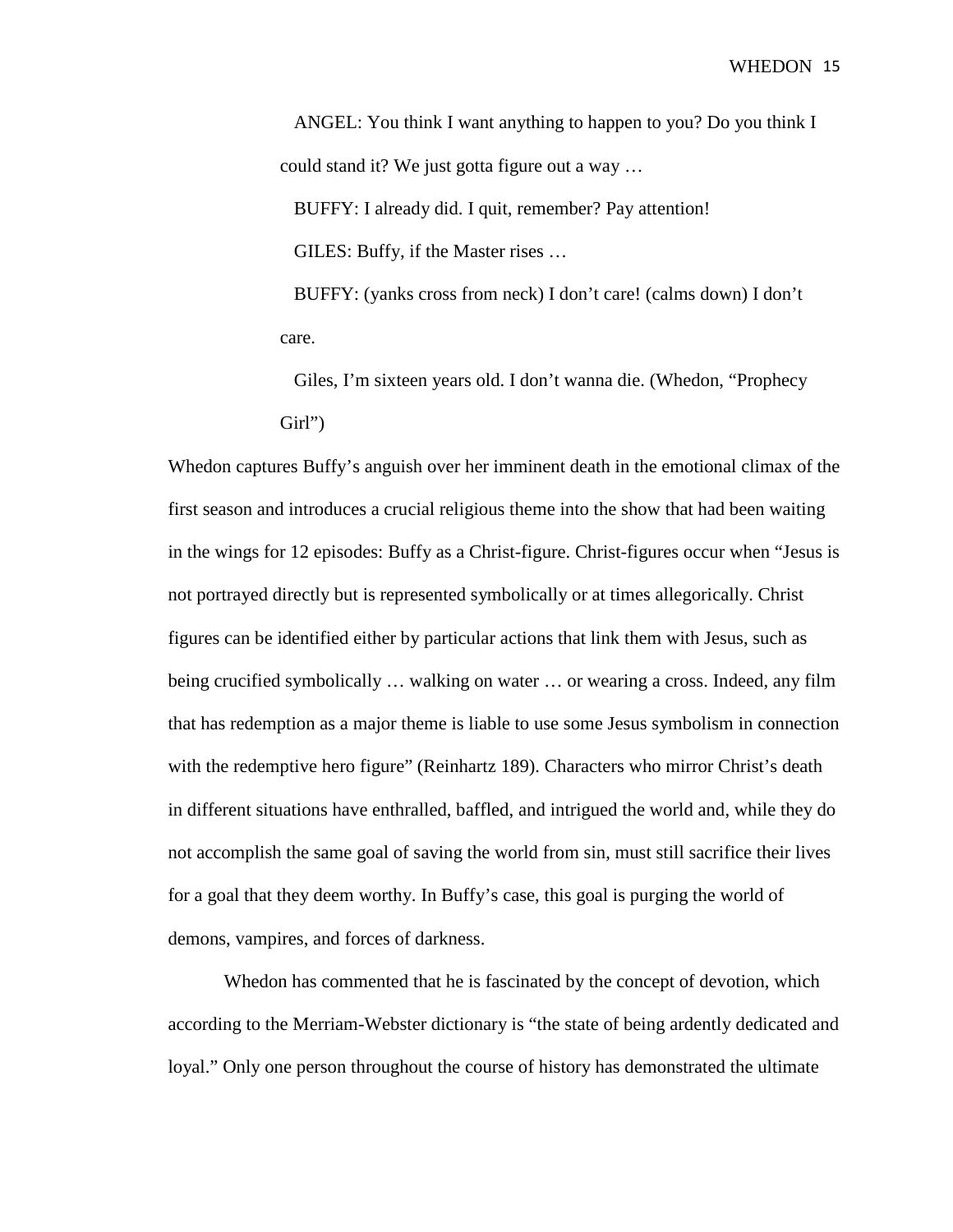ANGEL: You think I want anything to happen to you? Do you think I could stand it? We just gotta figure out a way …

BUFFY: I already did. I quit, remember? Pay attention!

GILES: Buffy, if the Master rises …

BUFFY: (yanks cross from neck) I don't care! (calms down) I don't care.

Giles, I'm sixteen years old. I don't wanna die. (Whedon, "Prophecy Girl")

Whedon captures Buffy's anguish over her imminent death in the emotional climax of the first season and introduces a crucial religious theme into the show that had been waiting in the wings for 12 episodes: Buffy as a Christ-figure. Christ-figures occur when "Jesus is not portrayed directly but is represented symbolically or at times allegorically. Christ figures can be identified either by particular actions that link them with Jesus, such as being crucified symbolically … walking on water … or wearing a cross. Indeed, any film that has redemption as a major theme is liable to use some Jesus symbolism in connection with the redemptive hero figure" (Reinhartz 189). Characters who mirror Christ's death in different situations have enthralled, baffled, and intrigued the world and, while they do not accomplish the same goal of saving the world from sin, must still sacrifice their lives for a goal that they deem worthy. In Buffy's case, this goal is purging the world of demons, vampires, and forces of darkness.

Whedon has commented that he is fascinated by the concept of devotion, which according to the Merriam-Webster dictionary is "the state of being ardently dedicated and loyal." Only one person throughout the course of history has demonstrated the ultimate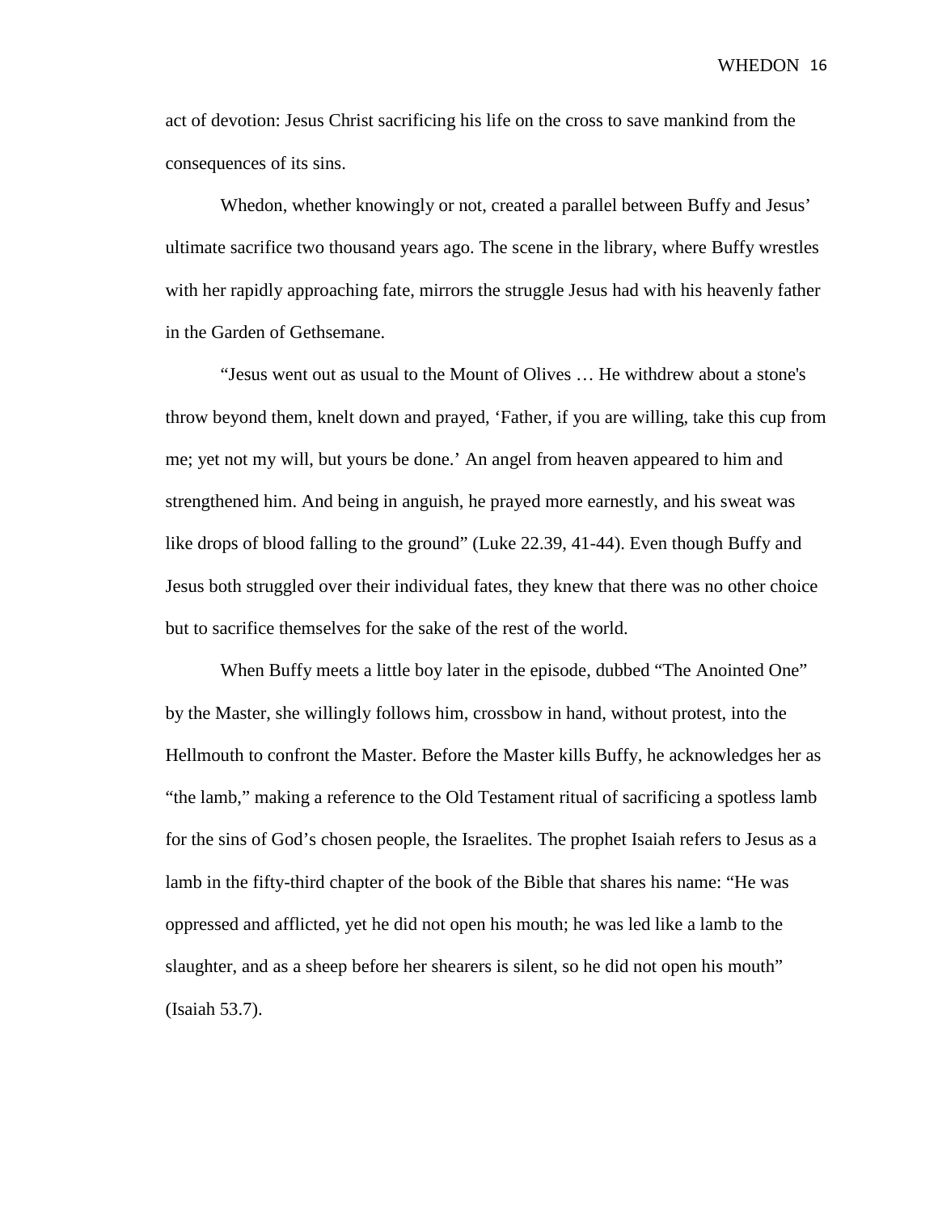act of devotion: Jesus Christ sacrificing his life on the cross to save mankind from the consequences of its sins.

Whedon, whether knowingly or not, created a parallel between Buffy and Jesus' ultimate sacrifice two thousand years ago. The scene in the library, where Buffy wrestles with her rapidly approaching fate, mirrors the struggle Jesus had with his heavenly father in the Garden of Gethsemane.

"Jesus went out as usual to the Mount of Olives … He withdrew about a stone's throw beyond them, knelt down and prayed, 'Father, if you are willing, take this cup from me; yet not my will, but yours be done.' An angel from heaven appeared to him and strengthened him. And being in anguish, he prayed more earnestly, and his sweat was like drops of blood falling to the ground" (Luke 22.39, 41-44). Even though Buffy and Jesus both struggled over their individual fates, they knew that there was no other choice but to sacrifice themselves for the sake of the rest of the world.

When Buffy meets a little boy later in the episode, dubbed "The Anointed One" by the Master, she willingly follows him, crossbow in hand, without protest, into the Hellmouth to confront the Master. Before the Master kills Buffy, he acknowledges her as "the lamb," making a reference to the Old Testament ritual of sacrificing a spotless lamb for the sins of God's chosen people, the Israelites. The prophet Isaiah refers to Jesus as a lamb in the fifty-third chapter of the book of the Bible that shares his name: "He was oppressed and afflicted, yet he did not open his mouth; he was led like a lamb to the slaughter, and as a sheep before her shearers is silent, so he did not open his mouth" (Isaiah 53.7).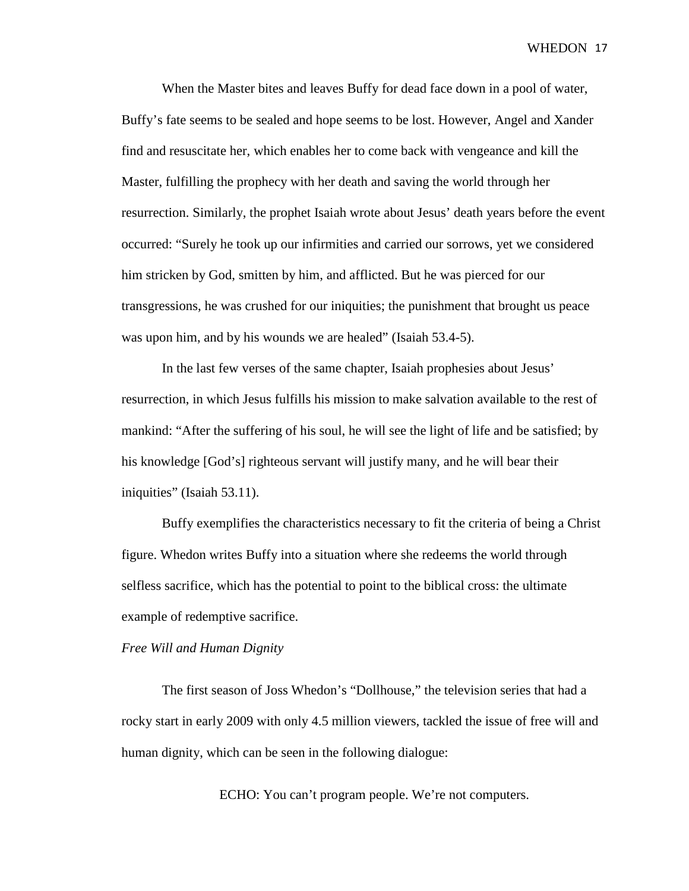When the Master bites and leaves Buffy for dead face down in a pool of water, Buffy's fate seems to be sealed and hope seems to be lost. However, Angel and Xander find and resuscitate her, which enables her to come back with vengeance and kill the Master, fulfilling the prophecy with her death and saving the world through her resurrection. Similarly, the prophet Isaiah wrote about Jesus' death years before the event occurred: "Surely he took up our infirmities and carried our sorrows, yet we considered him stricken by God, smitten by him, and afflicted. But he was pierced for our transgressions, he was crushed for our iniquities; the punishment that brought us peace was upon him, and by his wounds we are healed" (Isaiah 53.4-5).

In the last few verses of the same chapter, Isaiah prophesies about Jesus' resurrection, in which Jesus fulfills his mission to make salvation available to the rest of mankind: "After the suffering of his soul, he will see the light of life and be satisfied; by his knowledge [God's] righteous servant will justify many, and he will bear their iniquities" (Isaiah 53.11).

Buffy exemplifies the characteristics necessary to fit the criteria of being a Christ figure. Whedon writes Buffy into a situation where she redeems the world through selfless sacrifice, which has the potential to point to the biblical cross: the ultimate example of redemptive sacrifice.

*Free Will and Human Dignity*

The first season of Joss Whedon's "Dollhouse," the television series that had a rocky start in early 2009 with only 4.5 million viewers, tackled the issue of free will and human dignity, which can be seen in the following dialogue:

> ECHO: You can't program people. We're not computers.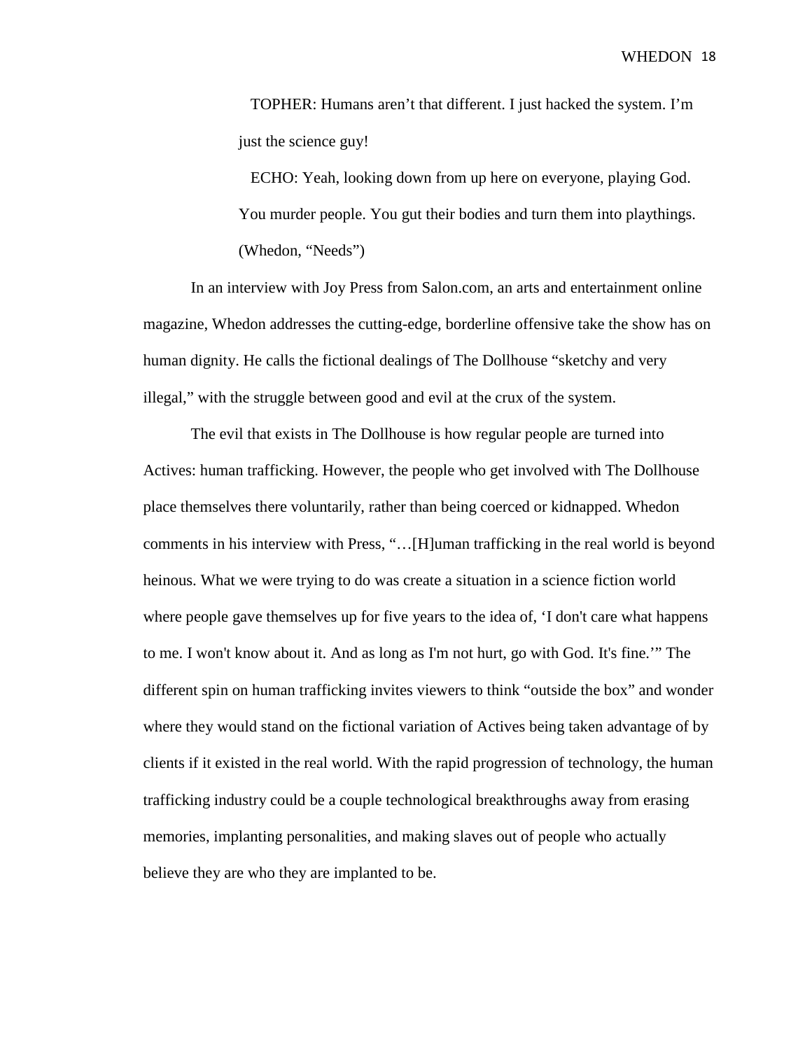> TOPHER: Humans aren't that different. I just hacked the system. I'm just the science guy!
>
> ECHO: Yeah, looking down from up here on everyone, playing God. You murder people. You gut their bodies and turn them into playthings. (Whedon, "Needs")

In an interview with Joy Press from Salon.com, an arts and entertainment online magazine, Whedon addresses the cutting-edge, borderline offensive take the show has on human dignity. He calls the fictional dealings of The Dollhouse "sketchy and very illegal," with the struggle between good and evil at the crux of the system.

The evil that exists in The Dollhouse is how regular people are turned into Actives: human trafficking. However, the people who get involved with The Dollhouse place themselves there voluntarily, rather than being coerced or kidnapped. Whedon comments in his interview with Press, "…[H]uman trafficking in the real world is beyond heinous. What we were trying to do was create a situation in a science fiction world where people gave themselves up for five years to the idea of, 'I don't care what happens to me. I won't know about it. And as long as I'm not hurt, go with God. It's fine.'" The different spin on human trafficking invites viewers to think "outside the box" and wonder where they would stand on the fictional variation of Actives being taken advantage of by clients if it existed in the real world. With the rapid progression of technology, the human trafficking industry could be a couple technological breakthroughs away from erasing memories, implanting personalities, and making slaves out of people who actually believe they are who they are implanted to be.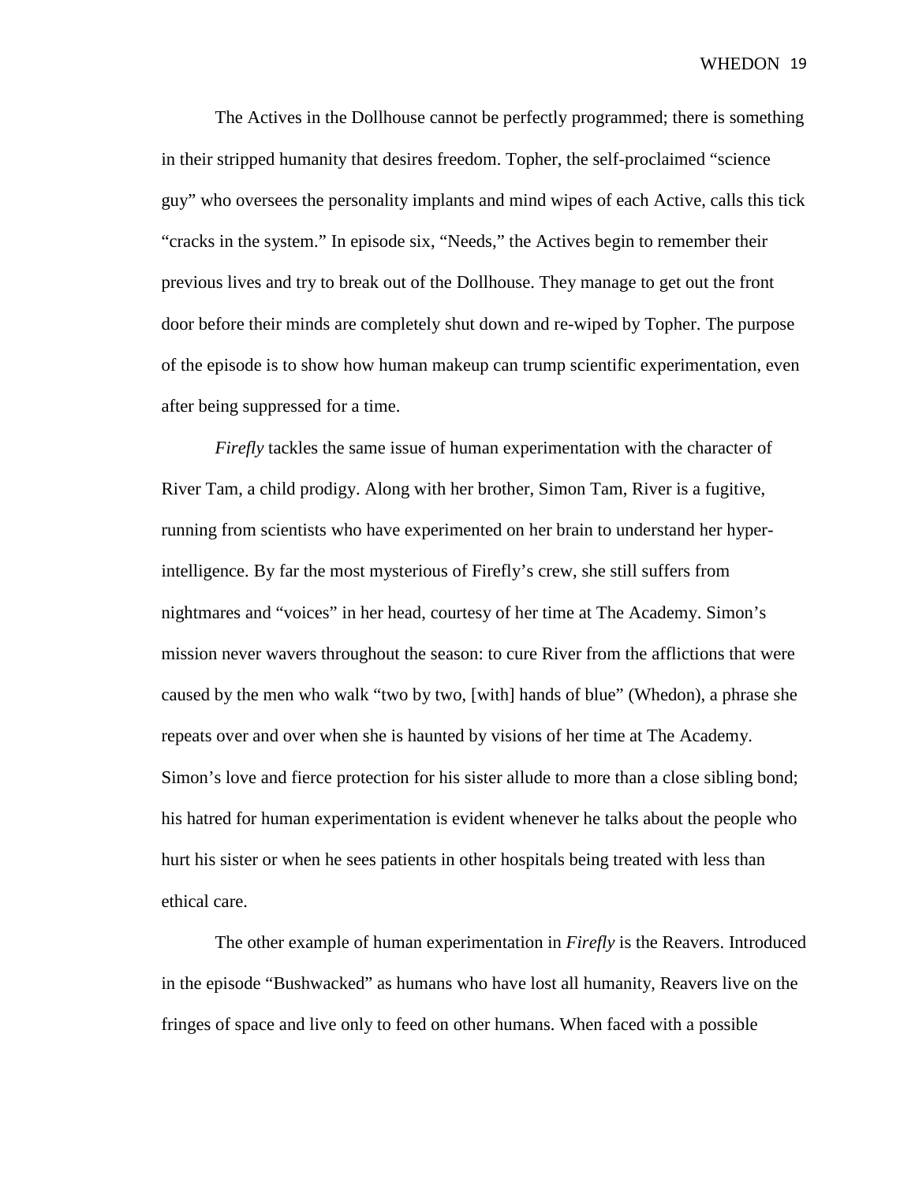The Actives in the Dollhouse cannot be perfectly programmed; there is something in their stripped humanity that desires freedom. Topher, the self-proclaimed "science guy" who oversees the personality implants and mind wipes of each Active, calls this tick "cracks in the system." In episode six, "Needs," the Actives begin to remember their previous lives and try to break out of the Dollhouse. They manage to get out the front door before their minds are completely shut down and re-wiped by Topher. The purpose of the episode is to show how human makeup can trump scientific experimentation, even after being suppressed for a time.

*Firefly* tackles the same issue of human experimentation with the character of River Tam, a child prodigy. Along with her brother, Simon Tam, River is a fugitive, running from scientists who have experimented on her brain to understand her hyper-intelligence. By far the most mysterious of Firefly's crew, she still suffers from nightmares and "voices" in her head, courtesy of her time at The Academy. Simon's mission never wavers throughout the season: to cure River from the afflictions that were caused by the men who walk "two by two, [with] hands of blue" (Whedon), a phrase she repeats over and over when she is haunted by visions of her time at The Academy. Simon's love and fierce protection for his sister allude to more than a close sibling bond; his hatred for human experimentation is evident whenever he talks about the people who hurt his sister or when he sees patients in other hospitals being treated with less than ethical care.

The other example of human experimentation in *Firefly* is the Reavers. Introduced in the episode "Bushwacked" as humans who have lost all humanity, Reavers live on the fringes of space and live only to feed on other humans. When faced with a possible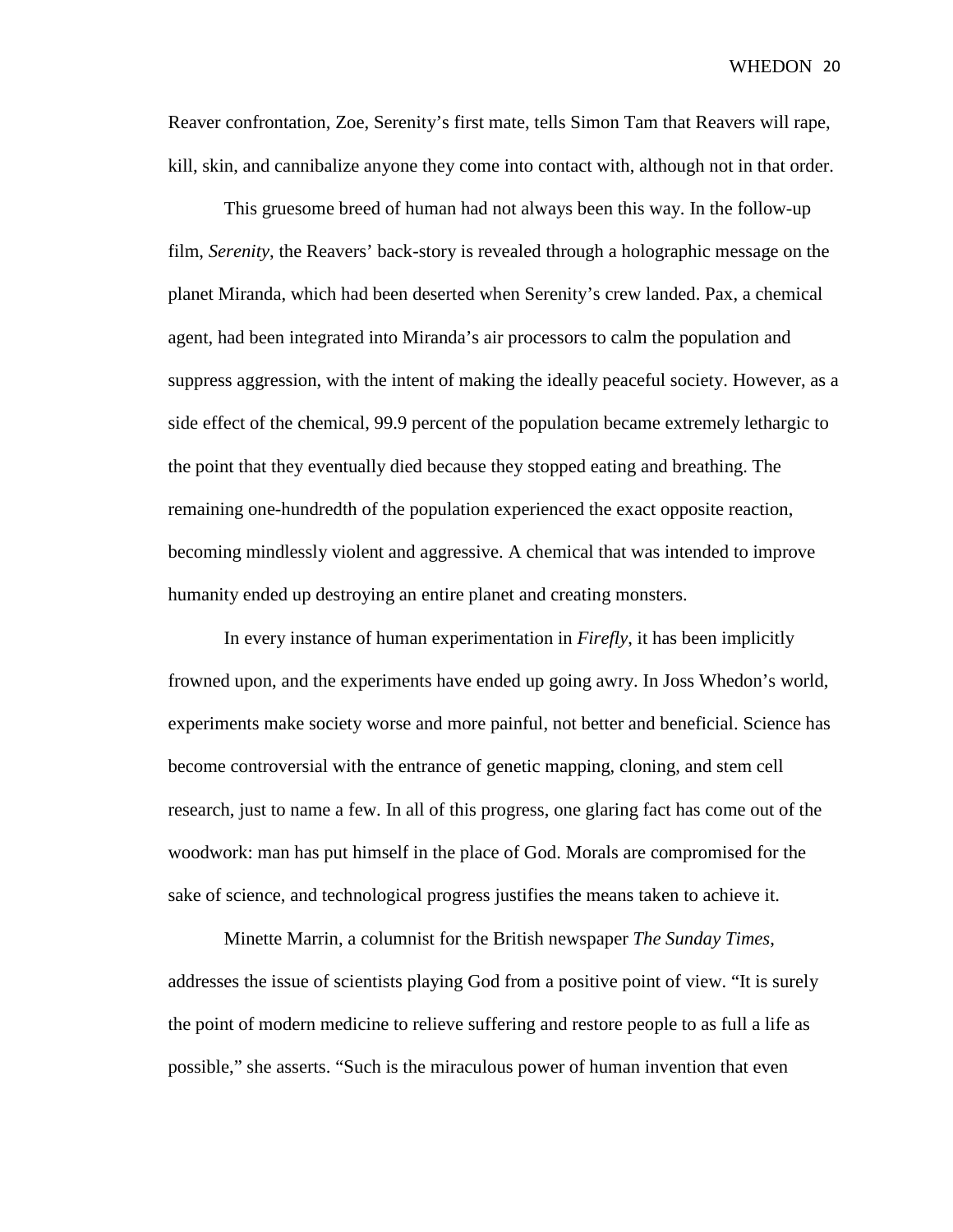Reaver confrontation, Zoe, Serenity's first mate, tells Simon Tam that Reavers will rape, kill, skin, and cannibalize anyone they come into contact with, although not in that order.

This gruesome breed of human had not always been this way. In the follow-up film, *Serenity*, the Reavers' back-story is revealed through a holographic message on the planet Miranda, which had been deserted when Serenity's crew landed. Pax, a chemical agent, had been integrated into Miranda's air processors to calm the population and suppress aggression, with the intent of making the ideally peaceful society. However, as a side effect of the chemical, 99.9 percent of the population became extremely lethargic to the point that they eventually died because they stopped eating and breathing. The remaining one-hundredth of the population experienced the exact opposite reaction, becoming mindlessly violent and aggressive. A chemical that was intended to improve humanity ended up destroying an entire planet and creating monsters.

In every instance of human experimentation in *Firefly*, it has been implicitly frowned upon, and the experiments have ended up going awry. In Joss Whedon's world, experiments make society worse and more painful, not better and beneficial. Science has become controversial with the entrance of genetic mapping, cloning, and stem cell research, just to name a few. In all of this progress, one glaring fact has come out of the woodwork: man has put himself in the place of God. Morals are compromised for the sake of science, and technological progress justifies the means taken to achieve it.

Minette Marrin, a columnist for the British newspaper *The Sunday Times*, addresses the issue of scientists playing God from a positive point of view. "It is surely the point of modern medicine to relieve suffering and restore people to as full a life as possible," she asserts. "Such is the miraculous power of human invention that even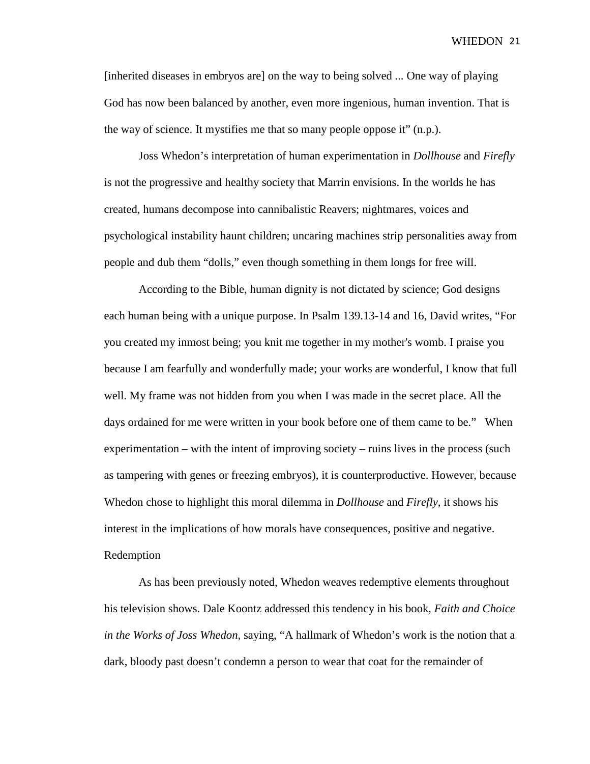[inherited diseases in embryos are] on the way to being solved ... One way of playing God has now been balanced by another, even more ingenious, human invention. That is the way of science. It mystifies me that so many people oppose it" (n.p.).

Joss Whedon's interpretation of human experimentation in *Dollhouse* and *Firefly* is not the progressive and healthy society that Marrin envisions. In the worlds he has created, humans decompose into cannibalistic Reavers; nightmares, voices and psychological instability haunt children; uncaring machines strip personalities away from people and dub them "dolls," even though something in them longs for free will.

According to the Bible, human dignity is not dictated by science; God designs each human being with a unique purpose. In Psalm 139.13-14 and 16, David writes, "For you created my inmost being; you knit me together in my mother's womb. I praise you because I am fearfully and wonderfully made; your works are wonderful, I know that full well. My frame was not hidden from you when I was made in the secret place. All the days ordained for me were written in your book before one of them came to be." When experimentation – with the intent of improving society – ruins lives in the process (such as tampering with genes or freezing embryos), it is counterproductive. However, because Whedon chose to highlight this moral dilemma in *Dollhouse* and *Firefly*, it shows his interest in the implications of how morals have consequences, positive and negative.

## Redemption

As has been previously noted, Whedon weaves redemptive elements throughout his television shows. Dale Koontz addressed this tendency in his book, *Faith and Choice in the Works of Joss Whedon*, saying, "A hallmark of Whedon's work is the notion that a dark, bloody past doesn't condemn a person to wear that coat for the remainder of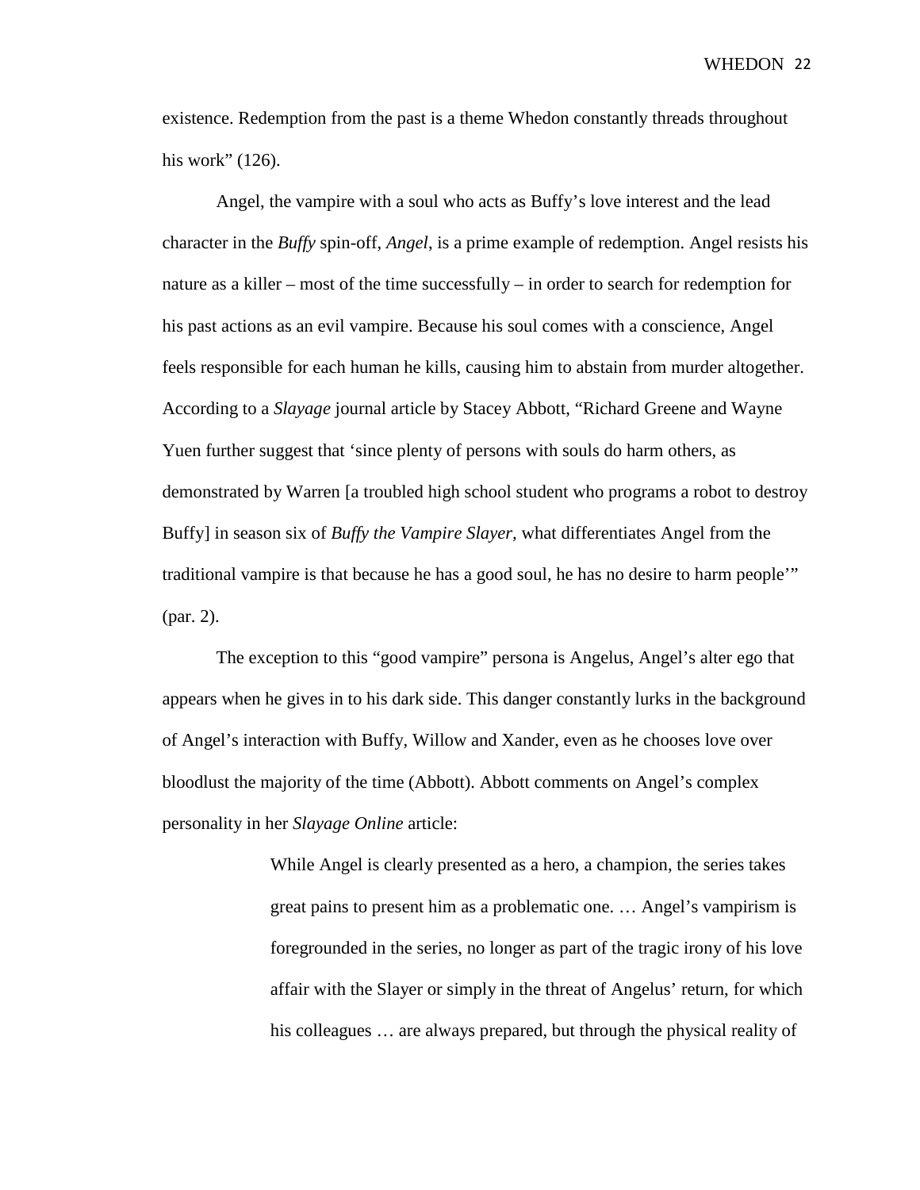existence. Redemption from the past is a theme Whedon constantly threads throughout his work" (126).

Angel, the vampire with a soul who acts as Buffy's love interest and the lead character in the *Buffy* spin-off, *Angel*, is a prime example of redemption. Angel resists his nature as a killer – most of the time successfully – in order to search for redemption for his past actions as an evil vampire. Because his soul comes with a conscience, Angel feels responsible for each human he kills, causing him to abstain from murder altogether. According to a *Slayage* journal article by Stacey Abbott, "Richard Greene and Wayne Yuen further suggest that 'since plenty of persons with souls do harm others, as demonstrated by Warren [a troubled high school student who programs a robot to destroy Buffy] in season six of *Buffy the Vampire Slayer*, what differentiates Angel from the traditional vampire is that because he has a good soul, he has no desire to harm people'" (par. 2).

The exception to this "good vampire" persona is Angelus, Angel's alter ego that appears when he gives in to his dark side. This danger constantly lurks in the background of Angel's interaction with Buffy, Willow and Xander, even as he chooses love over bloodlust the majority of the time (Abbott). Abbott comments on Angel's complex personality in her *Slayage Online* article:

> While Angel is clearly presented as a hero, a champion, the series takes great pains to present him as a problematic one. … Angel's vampirism is foregrounded in the series, no longer as part of the tragic irony of his love affair with the Slayer or simply in the threat of Angelus' return, for which his colleagues … are always prepared, but through the physical reality of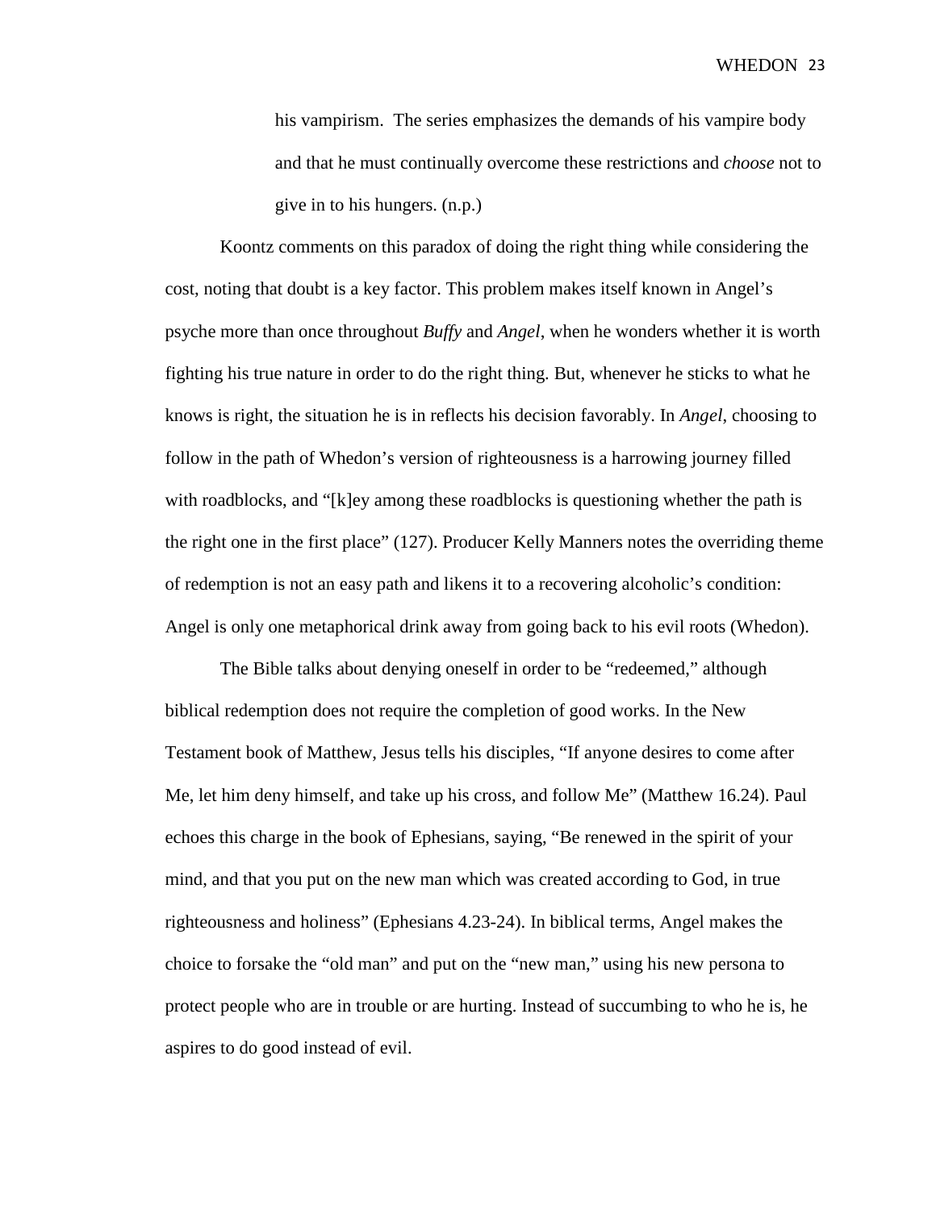> his vampirism. The series emphasizes the demands of his vampire body and that he must continually overcome these restrictions and *choose* not to give in to his hungers. (n.p.)

Koontz comments on this paradox of doing the right thing while considering the cost, noting that doubt is a key factor. This problem makes itself known in Angel's psyche more than once throughout *Buffy* and *Angel*, when he wonders whether it is worth fighting his true nature in order to do the right thing. But, whenever he sticks to what he knows is right, the situation he is in reflects his decision favorably. In *Angel*, choosing to follow in the path of Whedon's version of righteousness is a harrowing journey filled with roadblocks, and "[k]ey among these roadblocks is questioning whether the path is the right one in the first place" (127). Producer Kelly Manners notes the overriding theme of redemption is not an easy path and likens it to a recovering alcoholic's condition: Angel is only one metaphorical drink away from going back to his evil roots (Whedon).

The Bible talks about denying oneself in order to be "redeemed," although biblical redemption does not require the completion of good works. In the New Testament book of Matthew, Jesus tells his disciples, "If anyone desires to come after Me, let him deny himself, and take up his cross, and follow Me" (Matthew 16.24). Paul echoes this charge in the book of Ephesians, saying, "Be renewed in the spirit of your mind, and that you put on the new man which was created according to God, in true righteousness and holiness" (Ephesians 4.23-24). In biblical terms, Angel makes the choice to forsake the "old man" and put on the "new man," using his new persona to protect people who are in trouble or are hurting. Instead of succumbing to who he is, he aspires to do good instead of evil.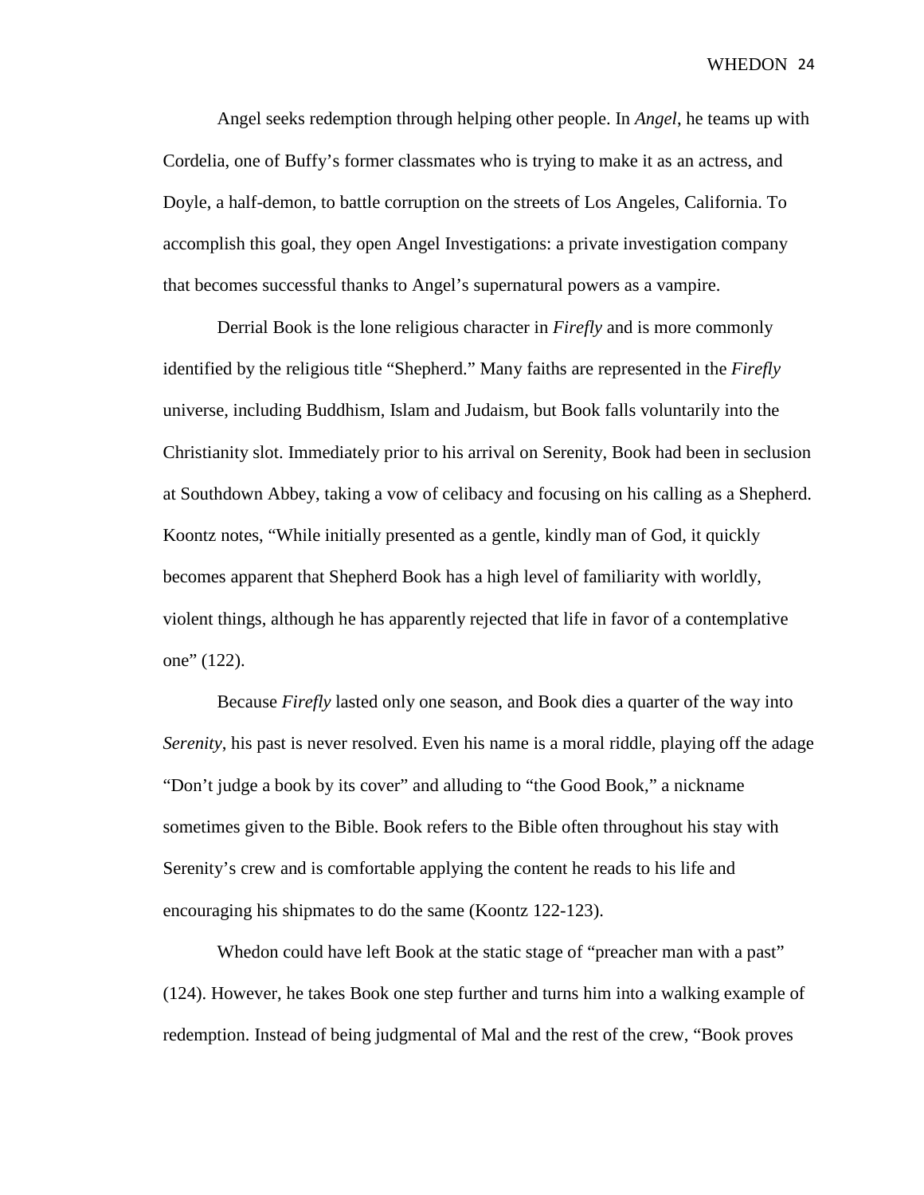Angel seeks redemption through helping other people. In *Angel*, he teams up with Cordelia, one of Buffy's former classmates who is trying to make it as an actress, and Doyle, a half-demon, to battle corruption on the streets of Los Angeles, California. To accomplish this goal, they open Angel Investigations: a private investigation company that becomes successful thanks to Angel's supernatural powers as a vampire.

Derrial Book is the lone religious character in *Firefly* and is more commonly identified by the religious title "Shepherd." Many faiths are represented in the *Firefly* universe, including Buddhism, Islam and Judaism, but Book falls voluntarily into the Christianity slot. Immediately prior to his arrival on Serenity, Book had been in seclusion at Southdown Abbey, taking a vow of celibacy and focusing on his calling as a Shepherd. Koontz notes, "While initially presented as a gentle, kindly man of God, it quickly becomes apparent that Shepherd Book has a high level of familiarity with worldly, violent things, although he has apparently rejected that life in favor of a contemplative one" (122).

Because *Firefly* lasted only one season, and Book dies a quarter of the way into *Serenity*, his past is never resolved. Even his name is a moral riddle, playing off the adage "Don't judge a book by its cover" and alluding to "the Good Book," a nickname sometimes given to the Bible. Book refers to the Bible often throughout his stay with Serenity's crew and is comfortable applying the content he reads to his life and encouraging his shipmates to do the same (Koontz 122-123).

Whedon could have left Book at the static stage of "preacher man with a past" (124). However, he takes Book one step further and turns him into a walking example of redemption. Instead of being judgmental of Mal and the rest of the crew, "Book proves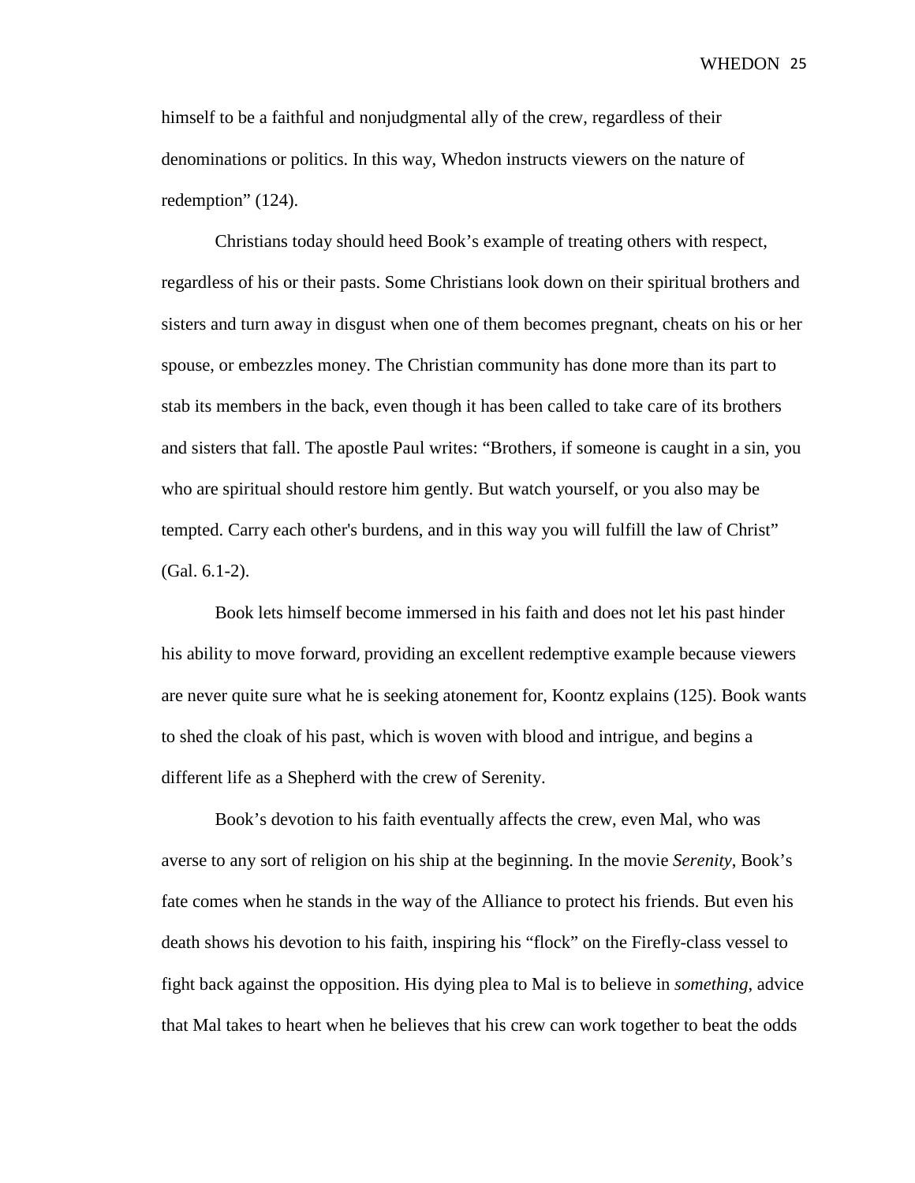himself to be a faithful and nonjudgmental ally of the crew, regardless of their denominations or politics. In this way, Whedon instructs viewers on the nature of redemption" (124).

Christians today should heed Book's example of treating others with respect, regardless of his or their pasts. Some Christians look down on their spiritual brothers and sisters and turn away in disgust when one of them becomes pregnant, cheats on his or her spouse, or embezzles money. The Christian community has done more than its part to stab its members in the back, even though it has been called to take care of its brothers and sisters that fall. The apostle Paul writes: "Brothers, if someone is caught in a sin, you who are spiritual should restore him gently. But watch yourself, or you also may be tempted. Carry each other's burdens, and in this way you will fulfill the law of Christ" (Gal. 6.1-2).

Book lets himself become immersed in his faith and does not let his past hinder his ability to move forward, providing an excellent redemptive example because viewers are never quite sure what he is seeking atonement for, Koontz explains (125). Book wants to shed the cloak of his past, which is woven with blood and intrigue, and begins a different life as a Shepherd with the crew of Serenity.

Book's devotion to his faith eventually affects the crew, even Mal, who was averse to any sort of religion on his ship at the beginning. In the movie *Serenity*, Book's fate comes when he stands in the way of the Alliance to protect his friends. But even his death shows his devotion to his faith, inspiring his "flock" on the Firefly-class vessel to fight back against the opposition. His dying plea to Mal is to believe in *something*, advice that Mal takes to heart when he believes that his crew can work together to beat the odds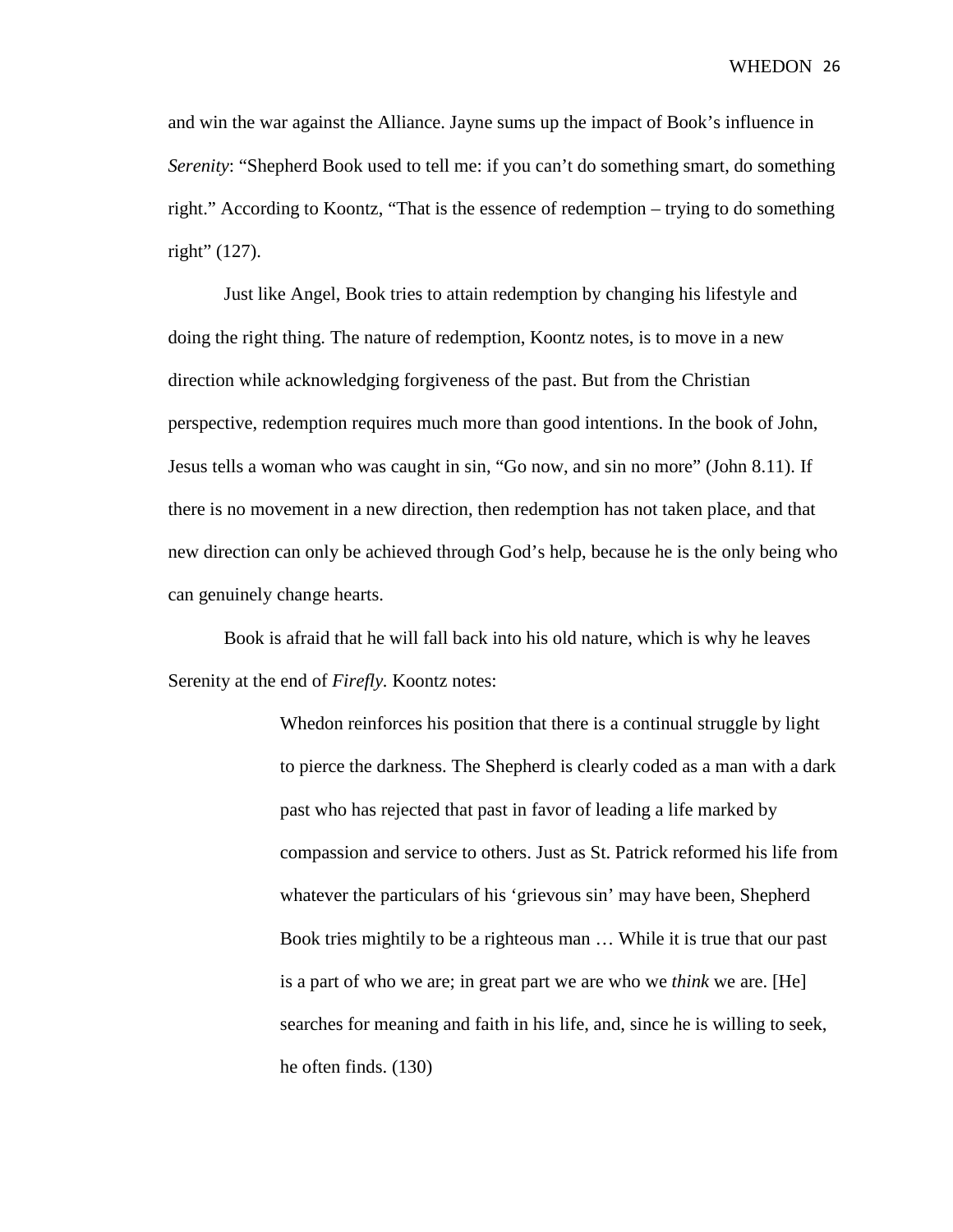and win the war against the Alliance. Jayne sums up the impact of Book's influence in *Serenity*: "Shepherd Book used to tell me: if you can't do something smart, do something right." According to Koontz, "That is the essence of redemption – trying to do something right" (127).

Just like Angel, Book tries to attain redemption by changing his lifestyle and doing the right thing. The nature of redemption, Koontz notes, is to move in a new direction while acknowledging forgiveness of the past. But from the Christian perspective, redemption requires much more than good intentions. In the book of John, Jesus tells a woman who was caught in sin, "Go now, and sin no more" (John 8.11). If there is no movement in a new direction, then redemption has not taken place, and that new direction can only be achieved through God's help, because he is the only being who can genuinely change hearts.

Book is afraid that he will fall back into his old nature, which is why he leaves Serenity at the end of *Firefly*. Koontz notes:

> Whedon reinforces his position that there is a continual struggle by light to pierce the darkness. The Shepherd is clearly coded as a man with a dark past who has rejected that past in favor of leading a life marked by compassion and service to others. Just as St. Patrick reformed his life from whatever the particulars of his 'grievous sin' may have been, Shepherd Book tries mightily to be a righteous man … While it is true that our past is a part of who we are; in great part we are who we *think* we are. [He] searches for meaning and faith in his life, and, since he is willing to seek, he often finds. (130)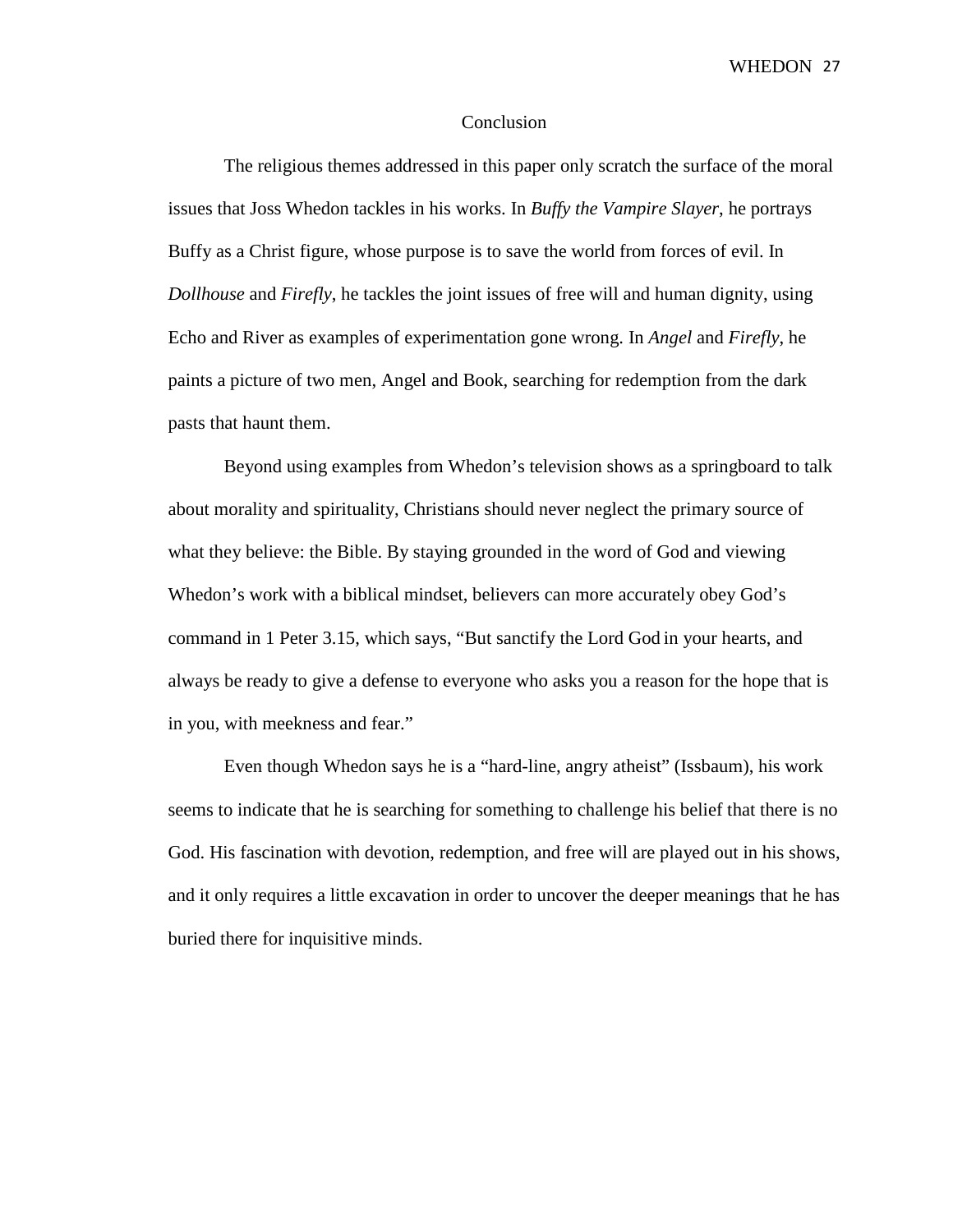## Conclusion

The religious themes addressed in this paper only scratch the surface of the moral issues that Joss Whedon tackles in his works. In *Buffy the Vampire Slayer*, he portrays Buffy as a Christ figure, whose purpose is to save the world from forces of evil. In *Dollhouse* and *Firefly*, he tackles the joint issues of free will and human dignity, using Echo and River as examples of experimentation gone wrong. In *Angel* and *Firefly*, he paints a picture of two men, Angel and Book, searching for redemption from the dark pasts that haunt them.

Beyond using examples from Whedon's television shows as a springboard to talk about morality and spirituality, Christians should never neglect the primary source of what they believe: the Bible. By staying grounded in the word of God and viewing Whedon's work with a biblical mindset, believers can more accurately obey God's command in 1 Peter 3.15, which says, "But sanctify the Lord God in your hearts, and always be ready to give a defense to everyone who asks you a reason for the hope that is in you, with meekness and fear."

Even though Whedon says he is a "hard-line, angry atheist" (Issbaum), his work seems to indicate that he is searching for something to challenge his belief that there is no God. His fascination with devotion, redemption, and free will are played out in his shows, and it only requires a little excavation in order to uncover the deeper meanings that he has buried there for inquisitive minds.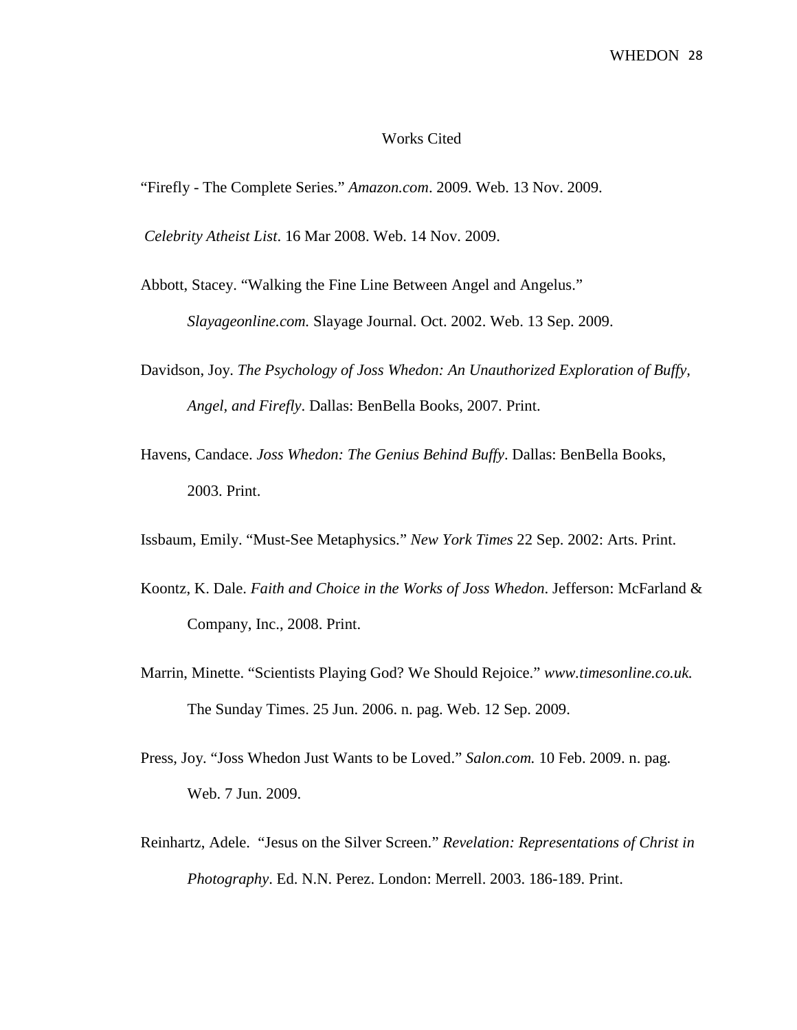# Works Cited

"Firefly - The Complete Series." *Amazon.com*. 2009. Web. 13 Nov. 2009.

*Celebrity Atheist List*. 16 Mar 2008. Web. 14 Nov. 2009.

Abbott, Stacey. "Walking the Fine Line Between Angel and Angelus." *Slayageonline.com.* Slayage Journal. Oct. 2002. Web. 13 Sep. 2009.

Davidson, Joy. *The Psychology of Joss Whedon: An Unauthorized Exploration of Buffy, Angel, and Firefly*. Dallas: BenBella Books, 2007. Print.

Havens, Candace. *Joss Whedon: The Genius Behind Buffy*. Dallas: BenBella Books, 2003. Print.

Issbaum, Emily. "Must-See Metaphysics." *New York Times* 22 Sep. 2002: Arts. Print.

Koontz, K. Dale. *Faith and Choice in the Works of Joss Whedon*. Jefferson: McFarland & Company, Inc., 2008. Print.

Marrin, Minette. "Scientists Playing God? We Should Rejoice." *www.timesonline.co.uk.* The Sunday Times. 25 Jun. 2006. n. pag. Web. 12 Sep. 2009.

Press, Joy. "Joss Whedon Just Wants to be Loved." *Salon.com.* 10 Feb. 2009. n. pag. Web. 7 Jun. 2009.

Reinhartz, Adele. "Jesus on the Silver Screen." *Revelation: Representations of Christ in Photography*. Ed. N.N. Perez. London: Merrell. 2003. 186-189. Print.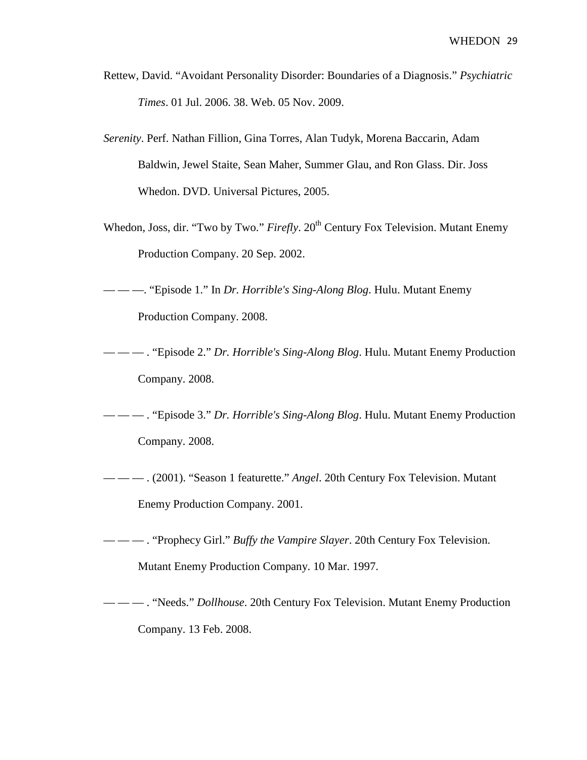Rettew, David. "Avoidant Personality Disorder: Boundaries of a Diagnosis." *Psychiatric Times*. 01 Jul. 2006. 38. Web. 05 Nov. 2009.

*Serenity*. Perf. Nathan Fillion, Gina Torres, Alan Tudyk, Morena Baccarin, Adam Baldwin, Jewel Staite, Sean Maher, Summer Glau, and Ron Glass. Dir. Joss Whedon. DVD. Universal Pictures, 2005.

Whedon, Joss, dir. "Two by Two." *Firefly*. 20th Century Fox Television. Mutant Enemy Production Company. 20 Sep. 2002.

— — —. "Episode 1." In *Dr. Horrible's Sing-Along Blog*. Hulu. Mutant Enemy Production Company. 2008.

— — — . "Episode 2." *Dr. Horrible's Sing-Along Blog*. Hulu. Mutant Enemy Production Company. 2008.

— — — . "Episode 3." *Dr. Horrible's Sing-Along Blog*. Hulu. Mutant Enemy Production Company. 2008.

— — — . (2001). "Season 1 featurette." *Angel*. 20th Century Fox Television. Mutant Enemy Production Company. 2001.

— — — . "Prophecy Girl." *Buffy the Vampire Slayer*. 20th Century Fox Television. Mutant Enemy Production Company. 10 Mar. 1997.

— — — . "Needs." *Dollhouse*. 20th Century Fox Television. Mutant Enemy Production Company. 13 Feb. 2008.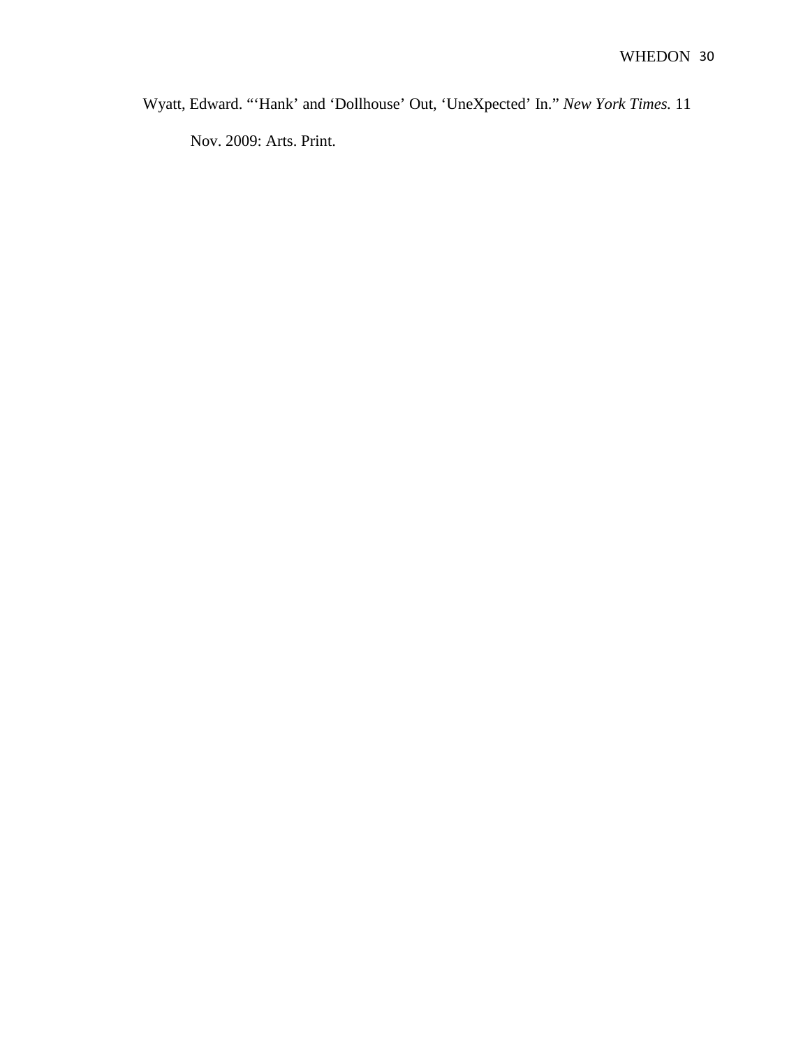Wyatt, Edward. "'Hank' and 'Dollhouse' Out, 'UneXpected' In." *New York Times.* 11 Nov. 2009: Arts. Print.